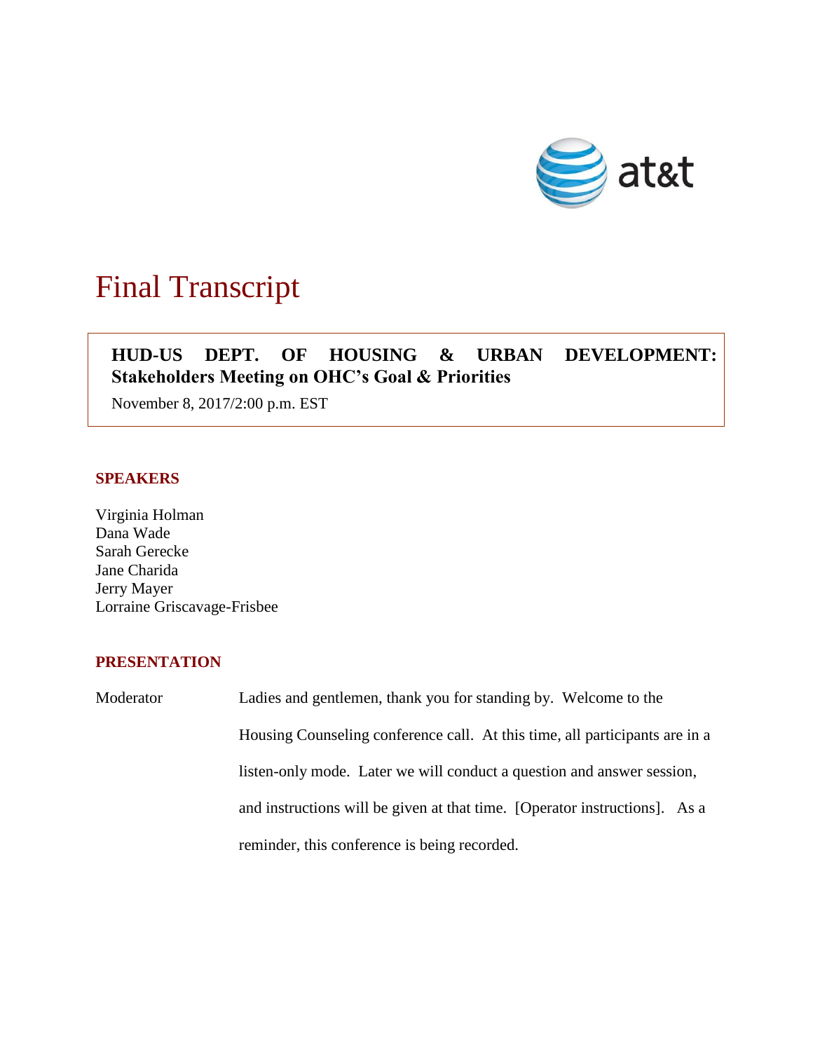# Final Transcript

**HUD-US DEPT. OF HOUSING & URBAN DEVELOPMENT: Stakeholders Meeting on OHC's Goal & Priorities**

November 8, 2017/2:00 p.m. EST

## SPEAKERS

Virginia Holman
Dana Wade
Sarah Gerecke
Jane Charida
Jerry Mayer
Lorraine Griscavage-Frisbee

## PRESENTATION

Moderator: Ladies and gentlemen, thank you for standing by. Welcome to the Housing Counseling conference call. At this time, all participants are in a listen-only mode. Later we will conduct a question and answer session, and instructions will be given at that time. [Operator instructions]. As a reminder, this conference is being recorded.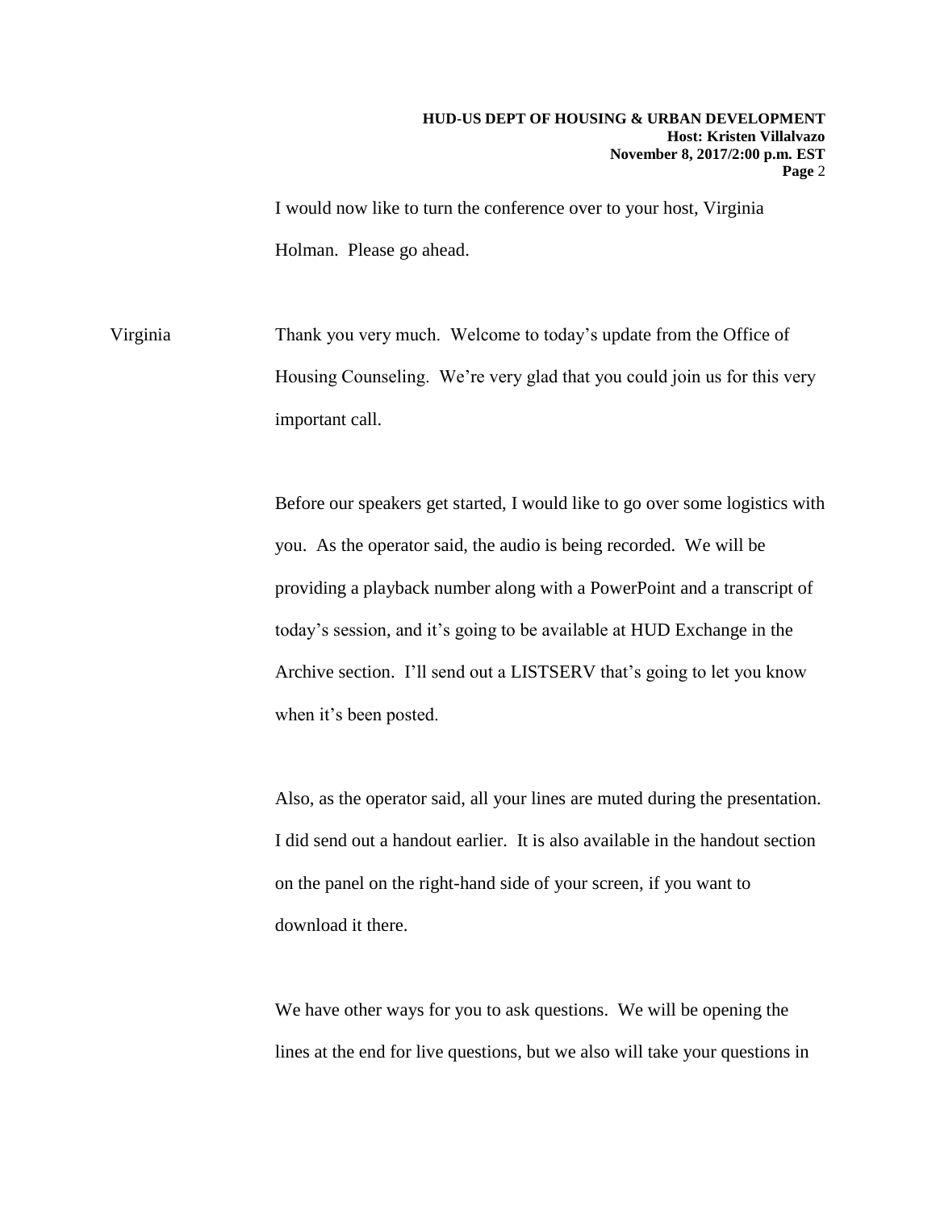I would now like to turn the conference over to your host, Virginia Holman. Please go ahead.

Virginia Thank you very much. Welcome to today's update from the Office of Housing Counseling. We're very glad that you could join us for this very important call.

Before our speakers get started, I would like to go over some logistics with you. As the operator said, the audio is being recorded. We will be providing a playback number along with a PowerPoint and a transcript of today's session, and it's going to be available at HUD Exchange in the Archive section. I'll send out a LISTSERV that's going to let you know when it's been posted.

Also, as the operator said, all your lines are muted during the presentation. I did send out a handout earlier. It is also available in the handout section on the panel on the right-hand side of your screen, if you want to download it there.

We have other ways for you to ask questions. We will be opening the lines at the end for live questions, but we also will take your questions in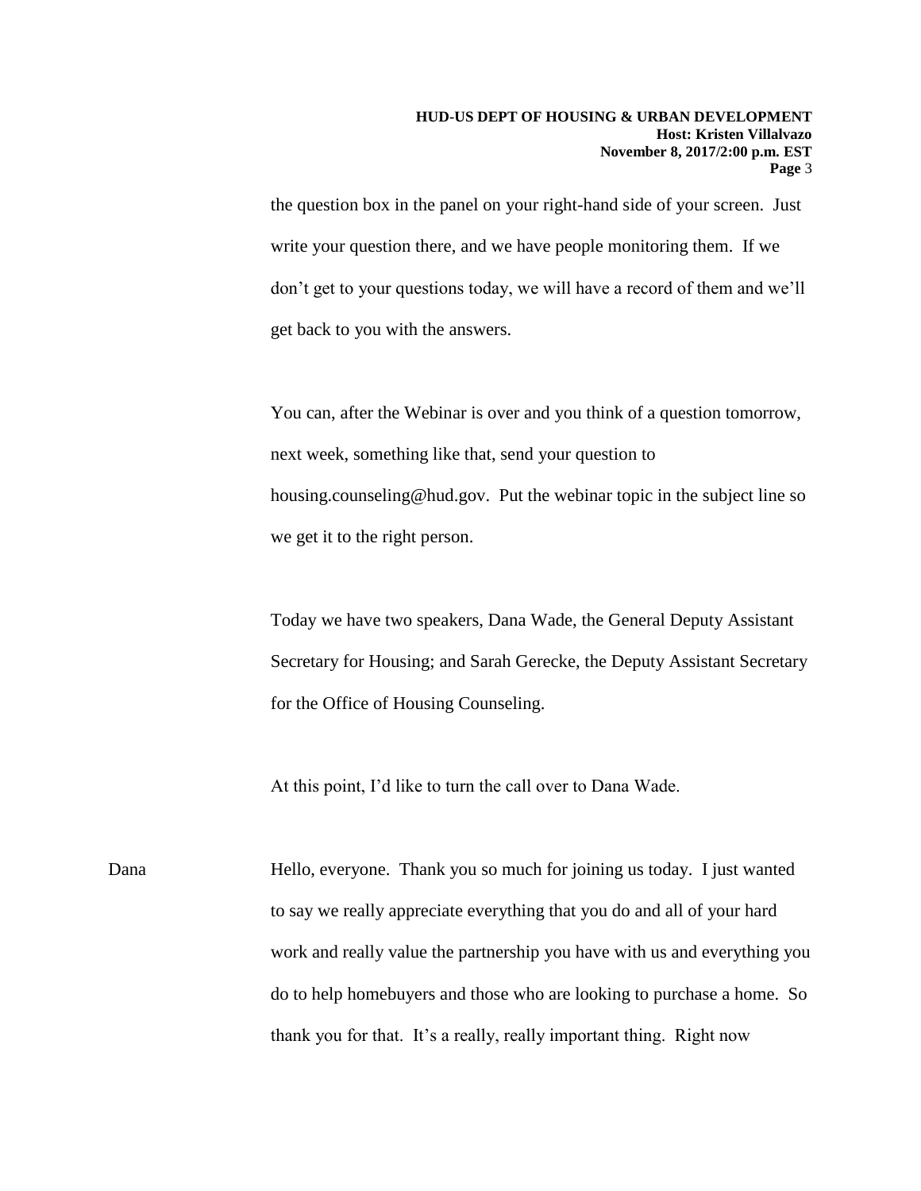the question box in the panel on your right-hand side of your screen. Just write your question there, and we have people monitoring them. If we don't get to your questions today, we will have a record of them and we'll get back to you with the answers.

You can, after the Webinar is over and you think of a question tomorrow, next week, something like that, send your question to housing.counseling@hud.gov. Put the webinar topic in the subject line so we get it to the right person.

Today we have two speakers, Dana Wade, the General Deputy Assistant Secretary for Housing; and Sarah Gerecke, the Deputy Assistant Secretary for the Office of Housing Counseling.

At this point, I'd like to turn the call over to Dana Wade.

Dana: Hello, everyone. Thank you so much for joining us today. I just wanted to say we really appreciate everything that you do and all of your hard work and really value the partnership you have with us and everything you do to help homebuyers and those who are looking to purchase a home. So thank you for that. It's a really, really important thing. Right now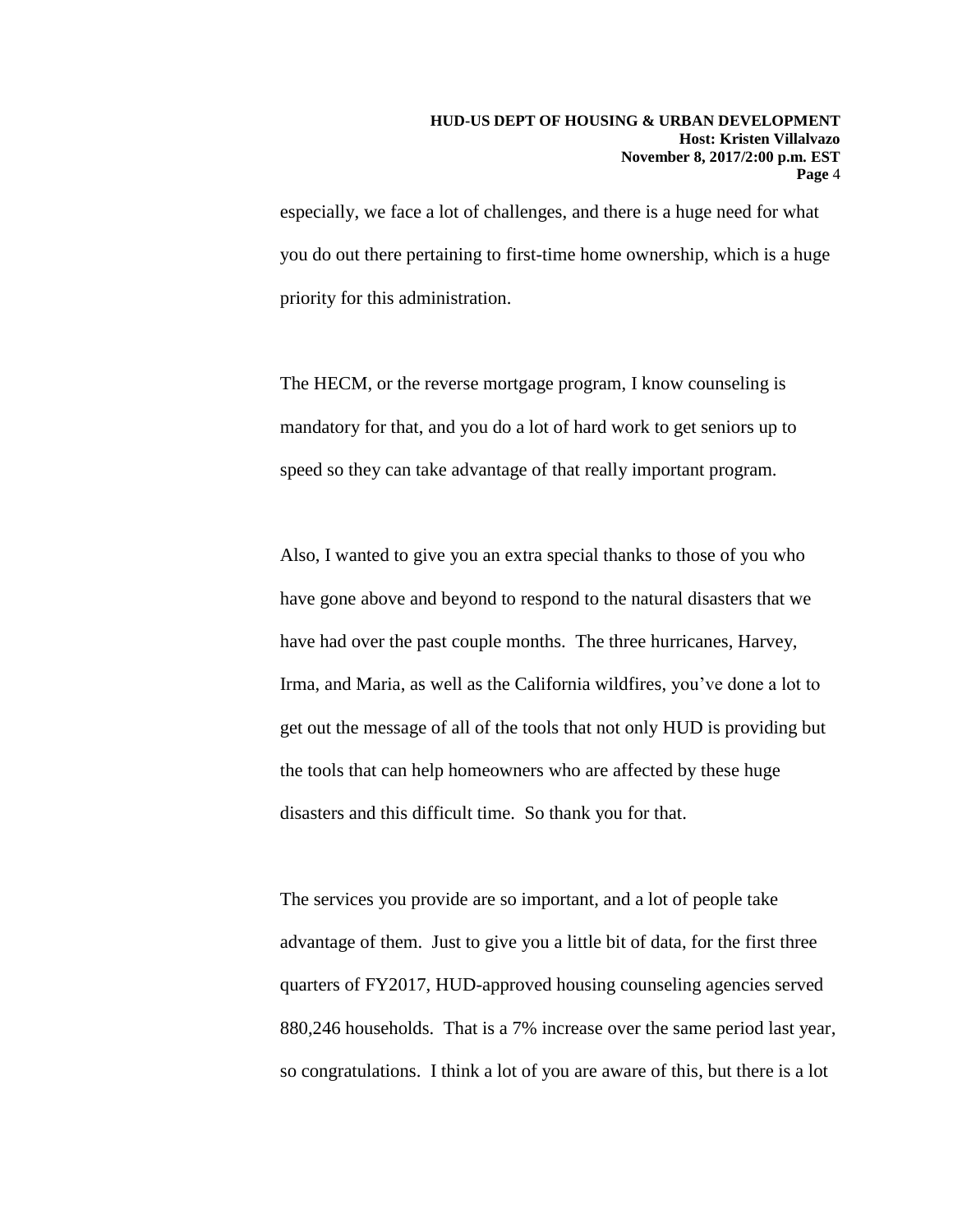especially, we face a lot of challenges, and there is a huge need for what you do out there pertaining to first-time home ownership, which is a huge priority for this administration.

The HECM, or the reverse mortgage program, I know counseling is mandatory for that, and you do a lot of hard work to get seniors up to speed so they can take advantage of that really important program.

Also, I wanted to give you an extra special thanks to those of you who have gone above and beyond to respond to the natural disasters that we have had over the past couple months. The three hurricanes, Harvey, Irma, and Maria, as well as the California wildfires, you've done a lot to get out the message of all of the tools that not only HUD is providing but the tools that can help homeowners who are affected by these huge disasters and this difficult time. So thank you for that.

The services you provide are so important, and a lot of people take advantage of them. Just to give you a little bit of data, for the first three quarters of FY2017, HUD-approved housing counseling agencies served 880,246 households. That is a 7% increase over the same period last year, so congratulations. I think a lot of you are aware of this, but there is a lot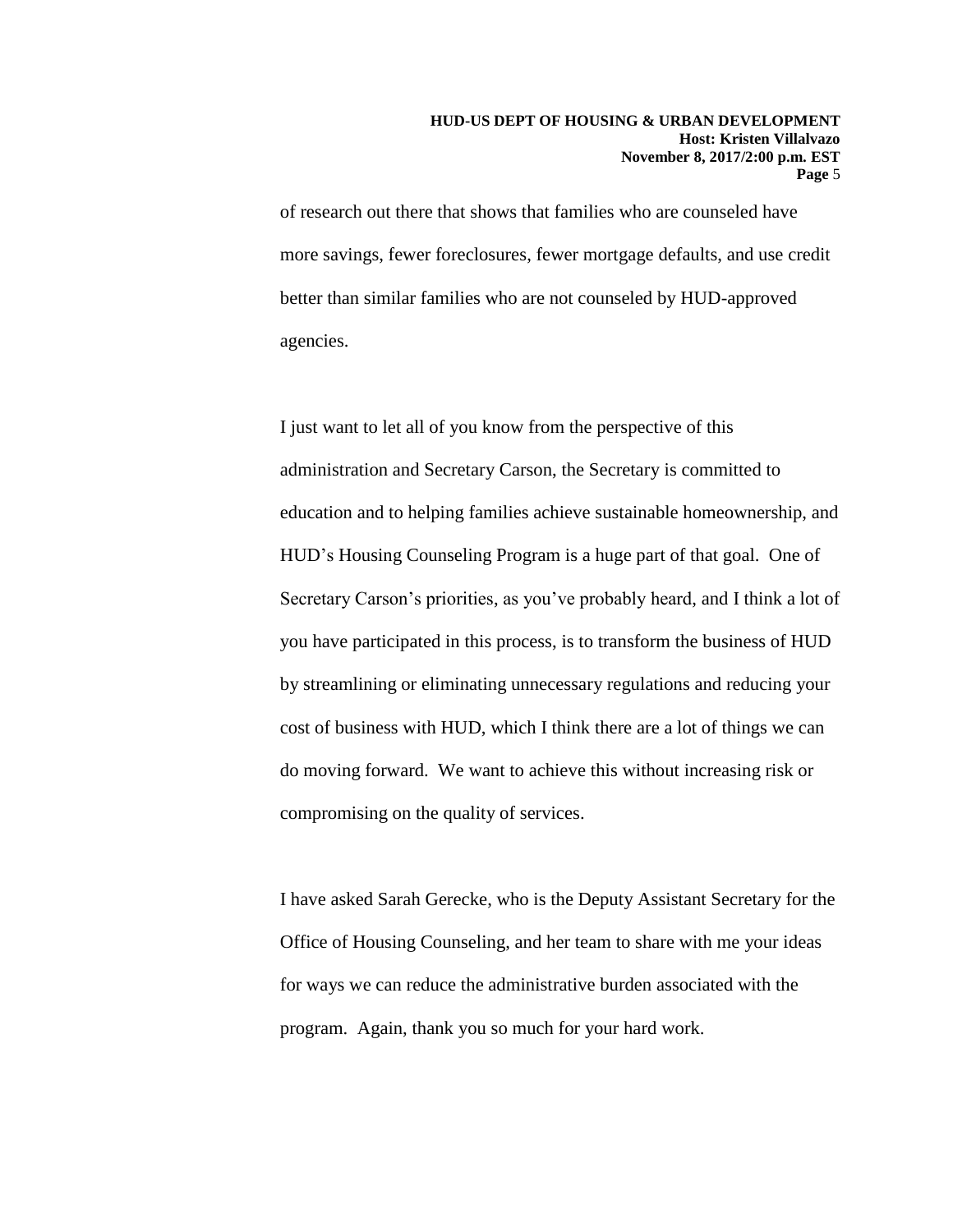of research out there that shows that families who are counseled have more savings, fewer foreclosures, fewer mortgage defaults, and use credit better than similar families who are not counseled by HUD-approved agencies.

I just want to let all of you know from the perspective of this administration and Secretary Carson, the Secretary is committed to education and to helping families achieve sustainable homeownership, and HUD's Housing Counseling Program is a huge part of that goal. One of Secretary Carson's priorities, as you've probably heard, and I think a lot of you have participated in this process, is to transform the business of HUD by streamlining or eliminating unnecessary regulations and reducing your cost of business with HUD, which I think there are a lot of things we can do moving forward. We want to achieve this without increasing risk or compromising on the quality of services.

I have asked Sarah Gerecke, who is the Deputy Assistant Secretary for the Office of Housing Counseling, and her team to share with me your ideas for ways we can reduce the administrative burden associated with the program. Again, thank you so much for your hard work.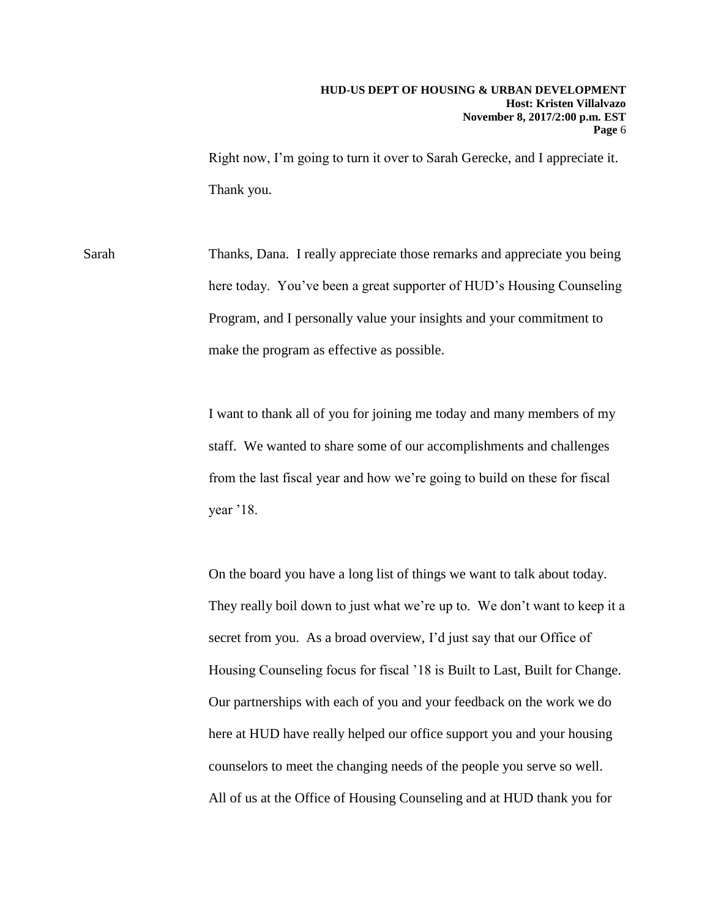Right now, I'm going to turn it over to Sarah Gerecke, and I appreciate it. Thank you.

Sarah Thanks, Dana. I really appreciate those remarks and appreciate you being here today. You've been a great supporter of HUD's Housing Counseling Program, and I personally value your insights and your commitment to make the program as effective as possible.

I want to thank all of you for joining me today and many members of my staff. We wanted to share some of our accomplishments and challenges from the last fiscal year and how we're going to build on these for fiscal year '18.

On the board you have a long list of things we want to talk about today. They really boil down to just what we're up to. We don't want to keep it a secret from you. As a broad overview, I'd just say that our Office of Housing Counseling focus for fiscal '18 is Built to Last, Built for Change. Our partnerships with each of you and your feedback on the work we do here at HUD have really helped our office support you and your housing counselors to meet the changing needs of the people you serve so well. All of us at the Office of Housing Counseling and at HUD thank you for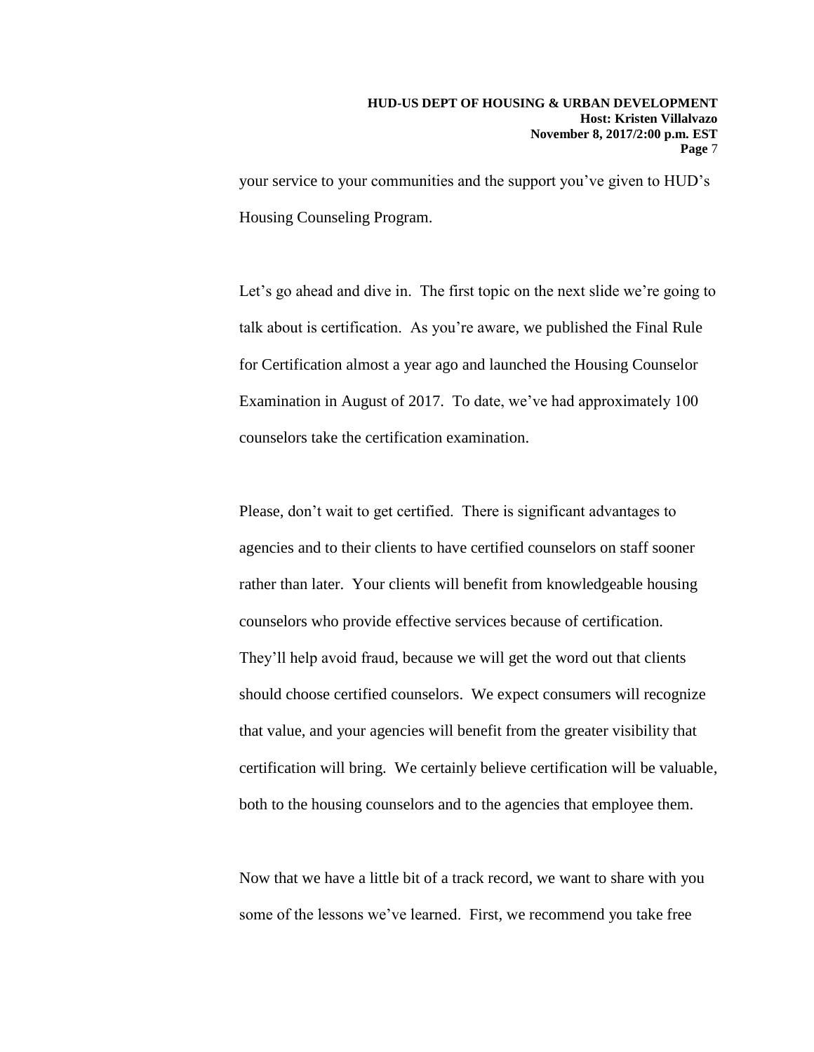your service to your communities and the support you've given to HUD's Housing Counseling Program.

Let's go ahead and dive in. The first topic on the next slide we're going to talk about is certification. As you're aware, we published the Final Rule for Certification almost a year ago and launched the Housing Counselor Examination in August of 2017. To date, we've had approximately 100 counselors take the certification examination.

Please, don't wait to get certified. There is significant advantages to agencies and to their clients to have certified counselors on staff sooner rather than later. Your clients will benefit from knowledgeable housing counselors who provide effective services because of certification. They'll help avoid fraud, because we will get the word out that clients should choose certified counselors. We expect consumers will recognize that value, and your agencies will benefit from the greater visibility that certification will bring. We certainly believe certification will be valuable, both to the housing counselors and to the agencies that employee them.

Now that we have a little bit of a track record, we want to share with you some of the lessons we've learned. First, we recommend you take free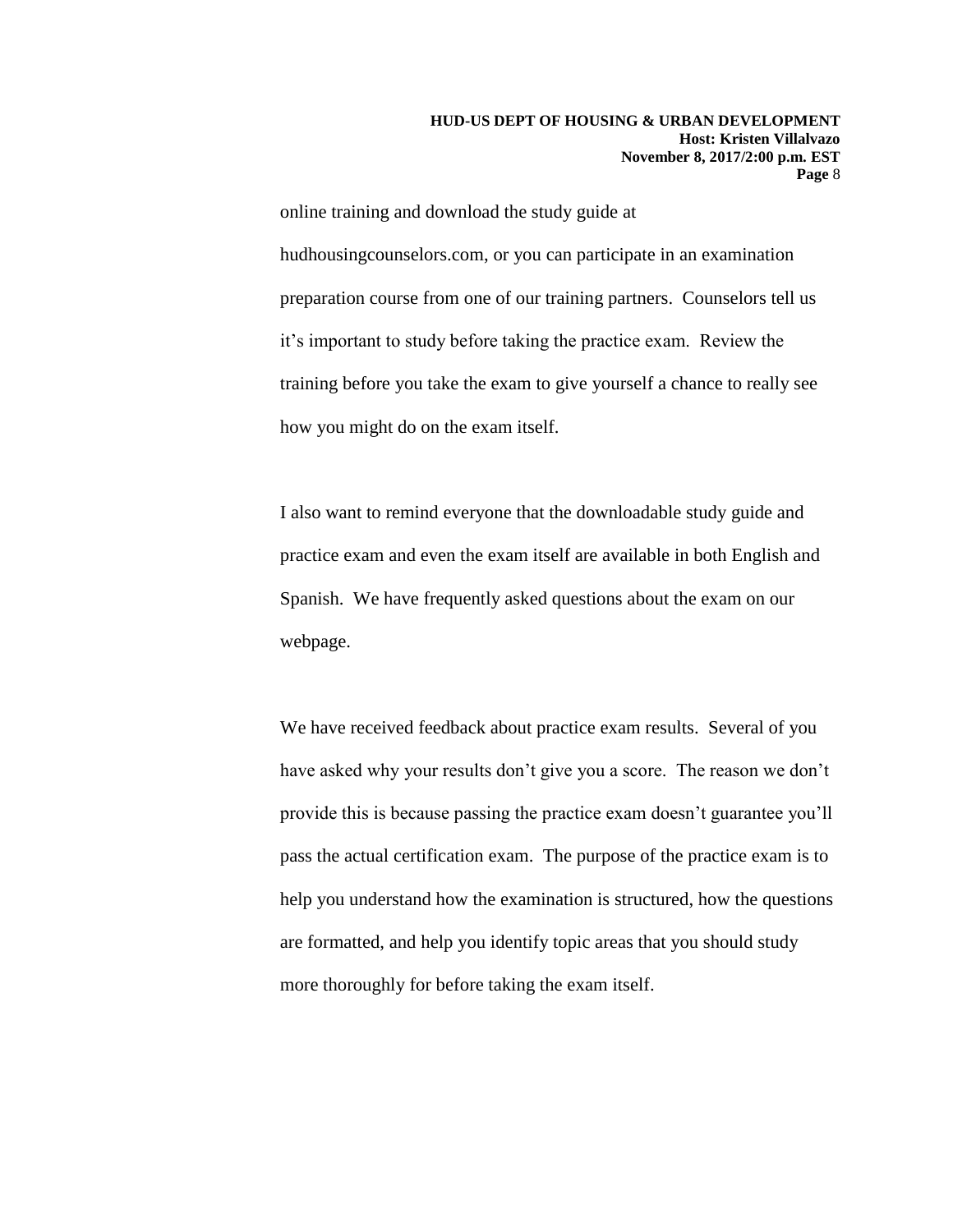online training and download the study guide at hudhousingcounselors.com, or you can participate in an examination preparation course from one of our training partners. Counselors tell us it's important to study before taking the practice exam. Review the training before you take the exam to give yourself a chance to really see how you might do on the exam itself.

I also want to remind everyone that the downloadable study guide and practice exam and even the exam itself are available in both English and Spanish. We have frequently asked questions about the exam on our webpage.

We have received feedback about practice exam results. Several of you have asked why your results don't give you a score. The reason we don't provide this is because passing the practice exam doesn't guarantee you'll pass the actual certification exam. The purpose of the practice exam is to help you understand how the examination is structured, how the questions are formatted, and help you identify topic areas that you should study more thoroughly for before taking the exam itself.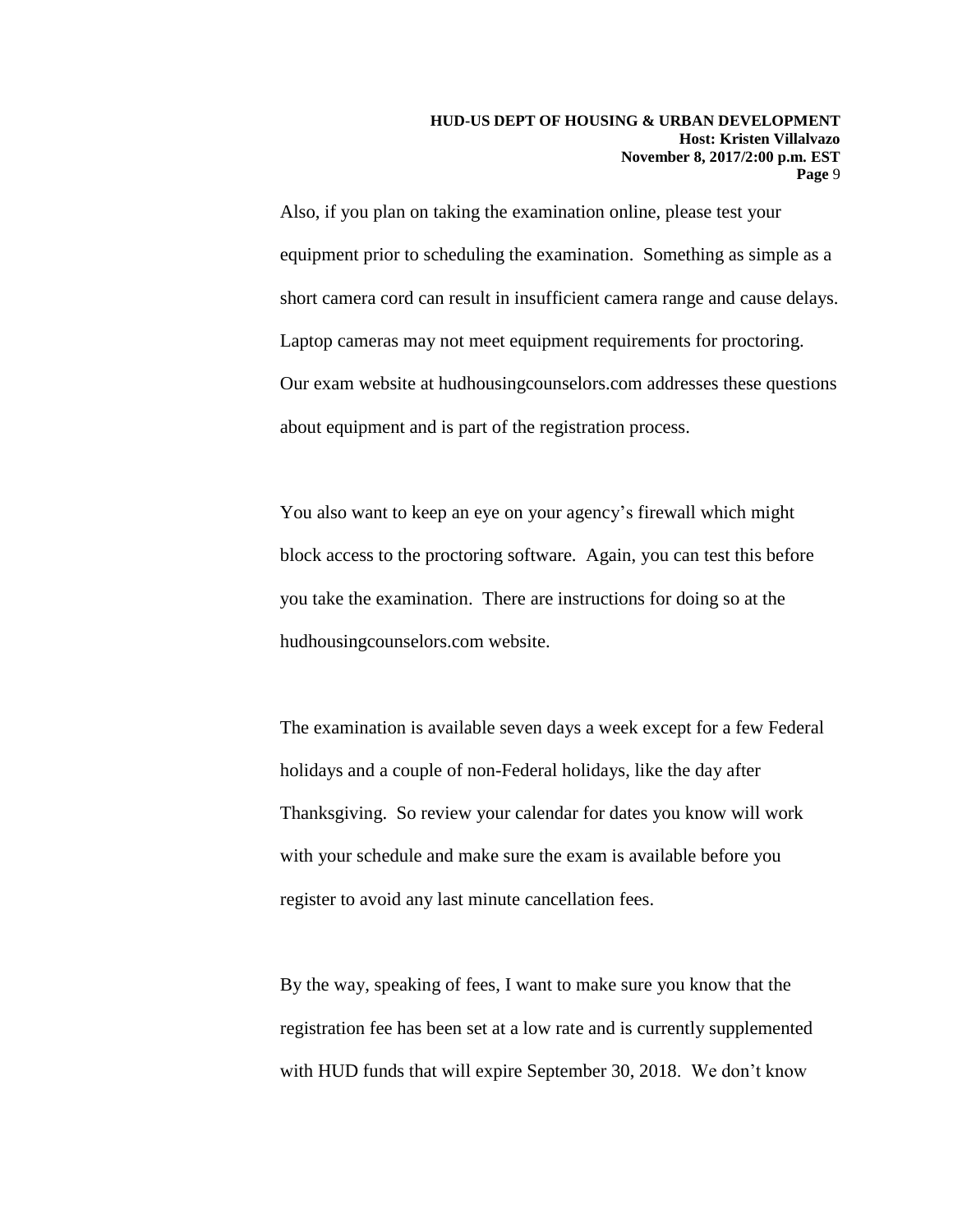Also, if you plan on taking the examination online, please test your equipment prior to scheduling the examination. Something as simple as a short camera cord can result in insufficient camera range and cause delays. Laptop cameras may not meet equipment requirements for proctoring. Our exam website at hudhousingcounselors.com addresses these questions about equipment and is part of the registration process.

You also want to keep an eye on your agency's firewall which might block access to the proctoring software. Again, you can test this before you take the examination. There are instructions for doing so at the hudhousingcounselors.com website.

The examination is available seven days a week except for a few Federal holidays and a couple of non-Federal holidays, like the day after Thanksgiving. So review your calendar for dates you know will work with your schedule and make sure the exam is available before you register to avoid any last minute cancellation fees.

By the way, speaking of fees, I want to make sure you know that the registration fee has been set at a low rate and is currently supplemented with HUD funds that will expire September 30, 2018. We don't know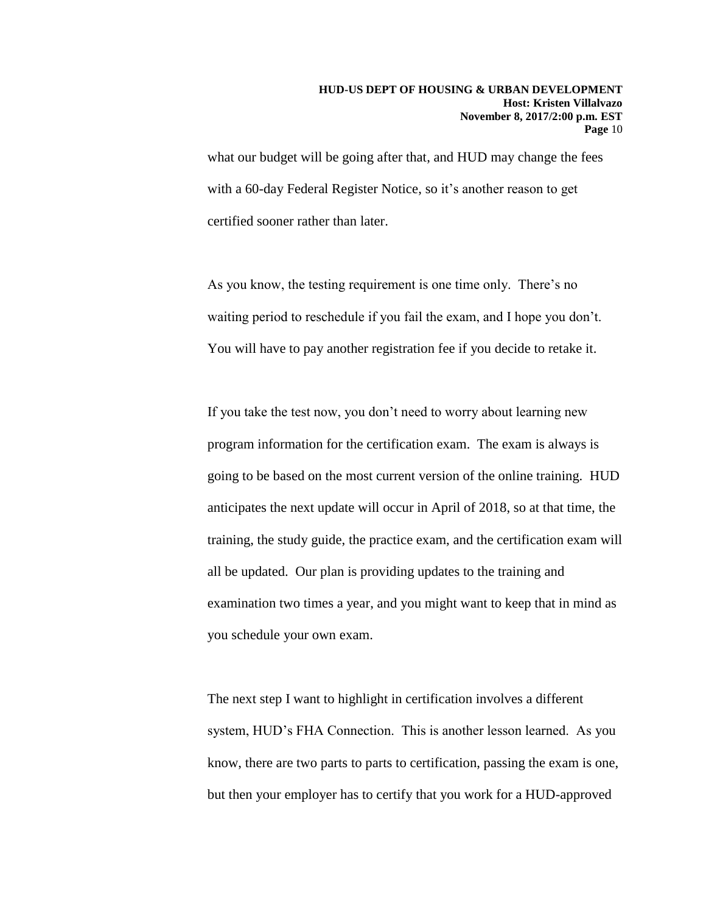what our budget will be going after that, and HUD may change the fees with a 60-day Federal Register Notice, so it's another reason to get certified sooner rather than later.

As you know, the testing requirement is one time only. There's no waiting period to reschedule if you fail the exam, and I hope you don't. You will have to pay another registration fee if you decide to retake it.

If you take the test now, you don't need to worry about learning new program information for the certification exam. The exam is always is going to be based on the most current version of the online training. HUD anticipates the next update will occur in April of 2018, so at that time, the training, the study guide, the practice exam, and the certification exam will all be updated. Our plan is providing updates to the training and examination two times a year, and you might want to keep that in mind as you schedule your own exam.

The next step I want to highlight in certification involves a different system, HUD's FHA Connection. This is another lesson learned. As you know, there are two parts to parts to certification, passing the exam is one, but then your employer has to certify that you work for a HUD-approved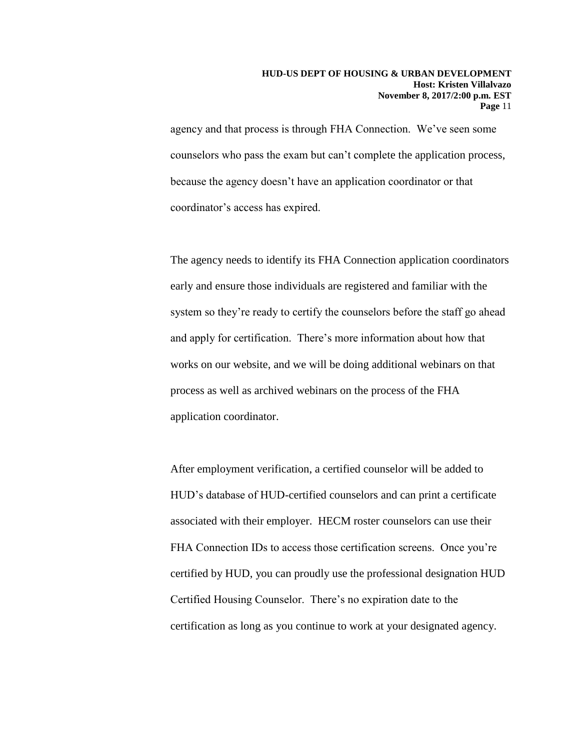agency and that process is through FHA Connection. We've seen some counselors who pass the exam but can't complete the application process, because the agency doesn't have an application coordinator or that coordinator's access has expired.

The agency needs to identify its FHA Connection application coordinators early and ensure those individuals are registered and familiar with the system so they're ready to certify the counselors before the staff go ahead and apply for certification. There's more information about how that works on our website, and we will be doing additional webinars on that process as well as archived webinars on the process of the FHA application coordinator.

After employment verification, a certified counselor will be added to HUD's database of HUD-certified counselors and can print a certificate associated with their employer. HECM roster counselors can use their FHA Connection IDs to access those certification screens. Once you're certified by HUD, you can proudly use the professional designation HUD Certified Housing Counselor. There's no expiration date to the certification as long as you continue to work at your designated agency.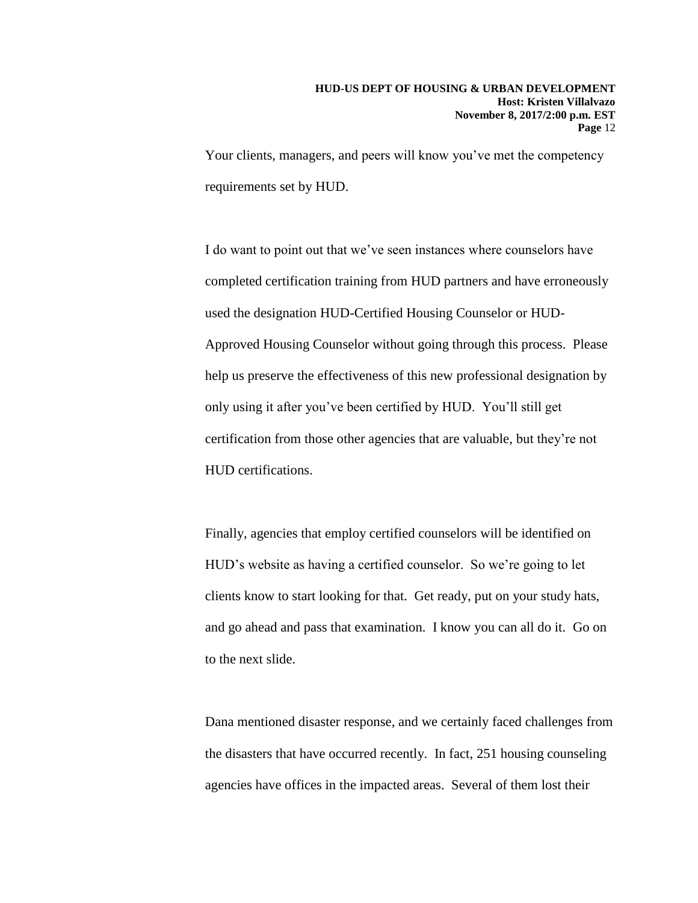Your clients, managers, and peers will know you've met the competency requirements set by HUD.

I do want to point out that we've seen instances where counselors have completed certification training from HUD partners and have erroneously used the designation HUD-Certified Housing Counselor or HUD-Approved Housing Counselor without going through this process. Please help us preserve the effectiveness of this new professional designation by only using it after you've been certified by HUD. You'll still get certification from those other agencies that are valuable, but they're not HUD certifications.

Finally, agencies that employ certified counselors will be identified on HUD's website as having a certified counselor. So we're going to let clients know to start looking for that. Get ready, put on your study hats, and go ahead and pass that examination. I know you can all do it. Go on to the next slide.

Dana mentioned disaster response, and we certainly faced challenges from the disasters that have occurred recently. In fact, 251 housing counseling agencies have offices in the impacted areas. Several of them lost their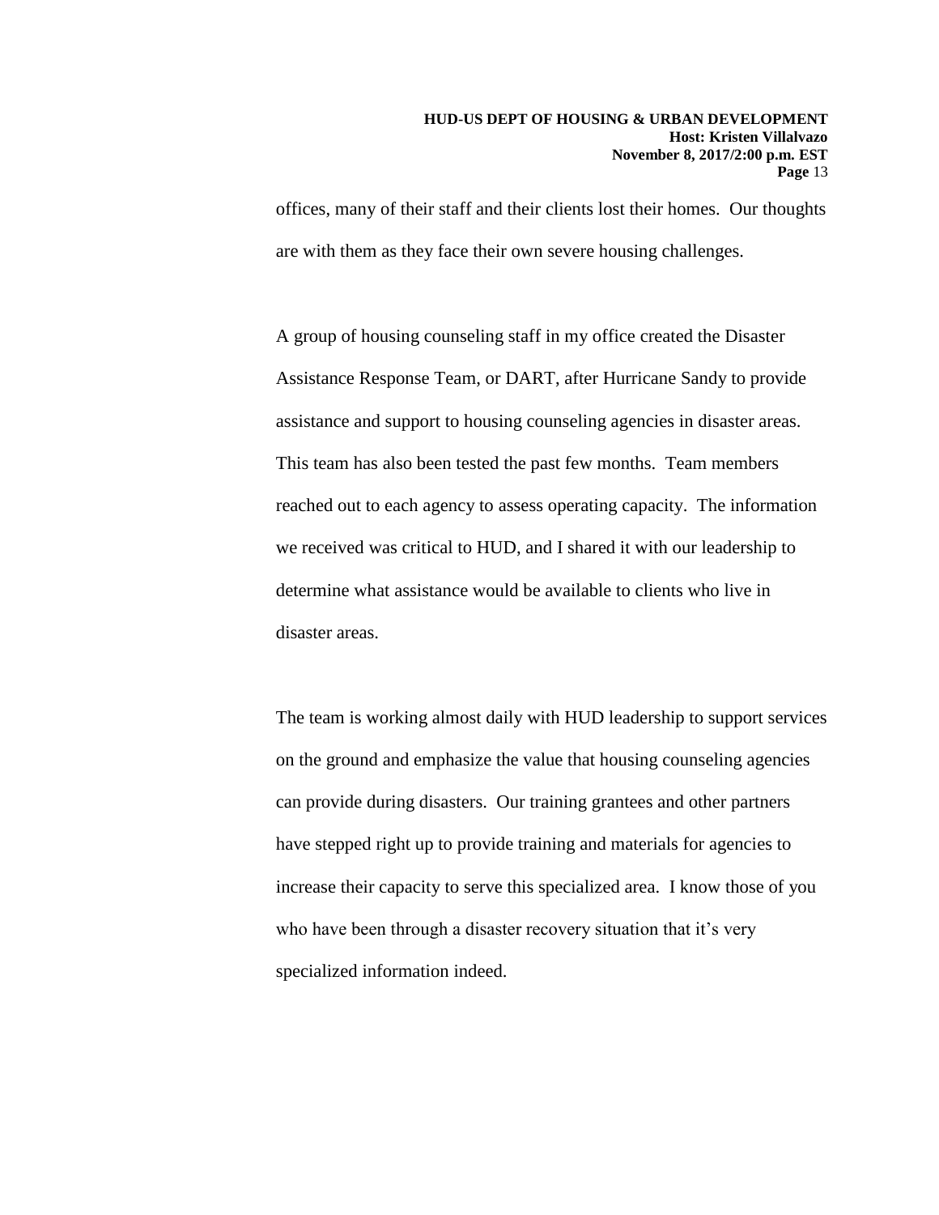offices, many of their staff and their clients lost their homes. Our thoughts are with them as they face their own severe housing challenges.

A group of housing counseling staff in my office created the Disaster Assistance Response Team, or DART, after Hurricane Sandy to provide assistance and support to housing counseling agencies in disaster areas. This team has also been tested the past few months. Team members reached out to each agency to assess operating capacity. The information we received was critical to HUD, and I shared it with our leadership to determine what assistance would be available to clients who live in disaster areas.

The team is working almost daily with HUD leadership to support services on the ground and emphasize the value that housing counseling agencies can provide during disasters. Our training grantees and other partners have stepped right up to provide training and materials for agencies to increase their capacity to serve this specialized area. I know those of you who have been through a disaster recovery situation that it's very specialized information indeed.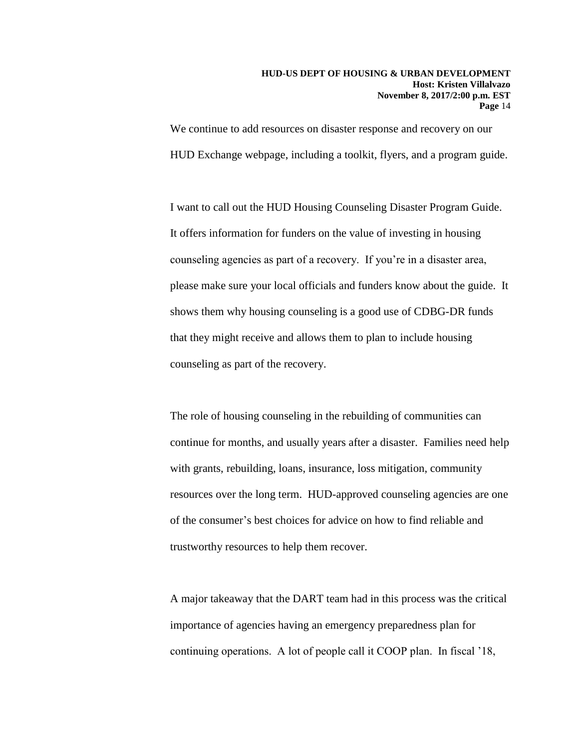We continue to add resources on disaster response and recovery on our HUD Exchange webpage, including a toolkit, flyers, and a program guide.

I want to call out the HUD Housing Counseling Disaster Program Guide. It offers information for funders on the value of investing in housing counseling agencies as part of a recovery. If you're in a disaster area, please make sure your local officials and funders know about the guide. It shows them why housing counseling is a good use of CDBG-DR funds that they might receive and allows them to plan to include housing counseling as part of the recovery.

The role of housing counseling in the rebuilding of communities can continue for months, and usually years after a disaster. Families need help with grants, rebuilding, loans, insurance, loss mitigation, community resources over the long term. HUD-approved counseling agencies are one of the consumer's best choices for advice on how to find reliable and trustworthy resources to help them recover.

A major takeaway that the DART team had in this process was the critical importance of agencies having an emergency preparedness plan for continuing operations. A lot of people call it COOP plan. In fiscal '18,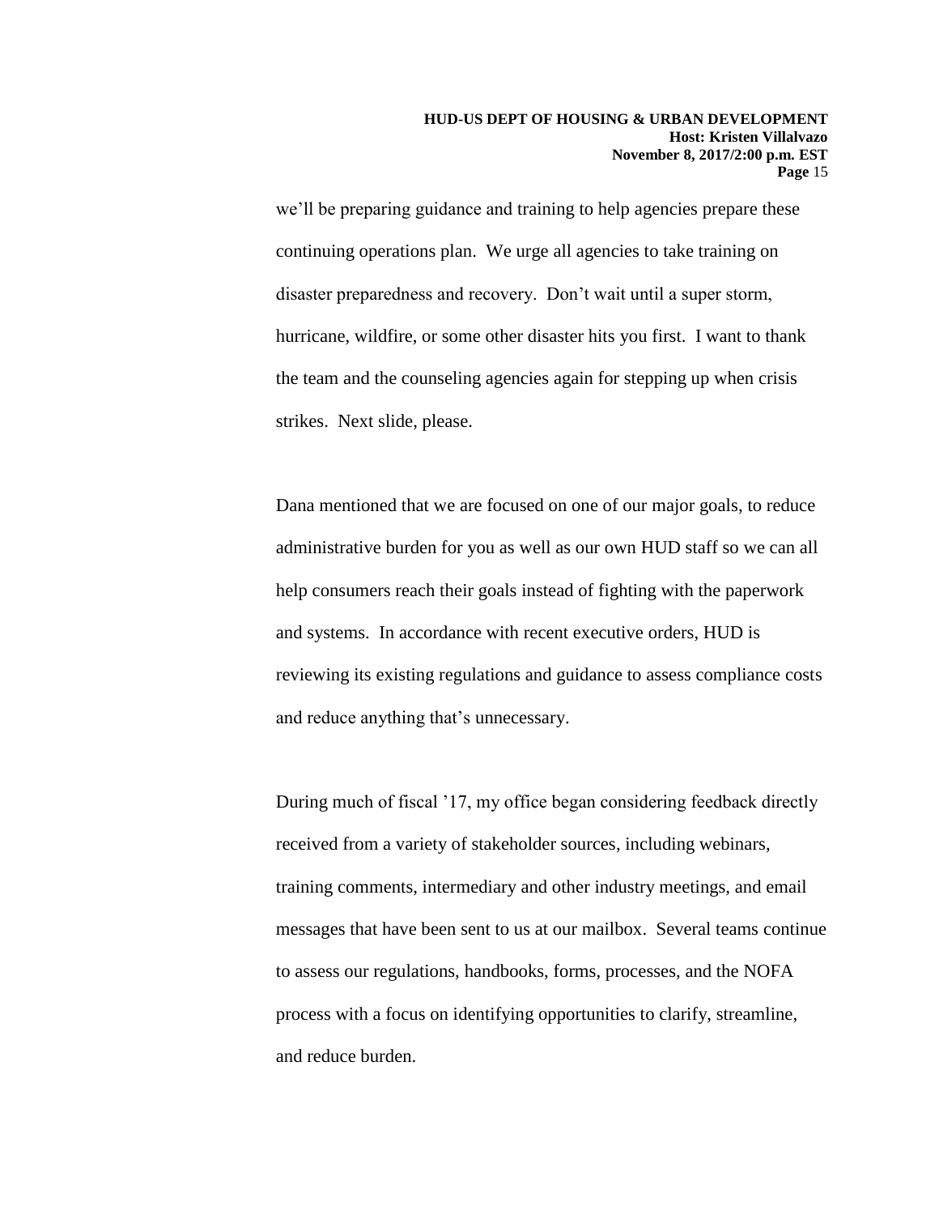we'll be preparing guidance and training to help agencies prepare these continuing operations plan. We urge all agencies to take training on disaster preparedness and recovery. Don't wait until a super storm, hurricane, wildfire, or some other disaster hits you first. I want to thank the team and the counseling agencies again for stepping up when crisis strikes. Next slide, please.

Dana mentioned that we are focused on one of our major goals, to reduce administrative burden for you as well as our own HUD staff so we can all help consumers reach their goals instead of fighting with the paperwork and systems. In accordance with recent executive orders, HUD is reviewing its existing regulations and guidance to assess compliance costs and reduce anything that's unnecessary.

During much of fiscal '17, my office began considering feedback directly received from a variety of stakeholder sources, including webinars, training comments, intermediary and other industry meetings, and email messages that have been sent to us at our mailbox. Several teams continue to assess our regulations, handbooks, forms, processes, and the NOFA process with a focus on identifying opportunities to clarify, streamline, and reduce burden.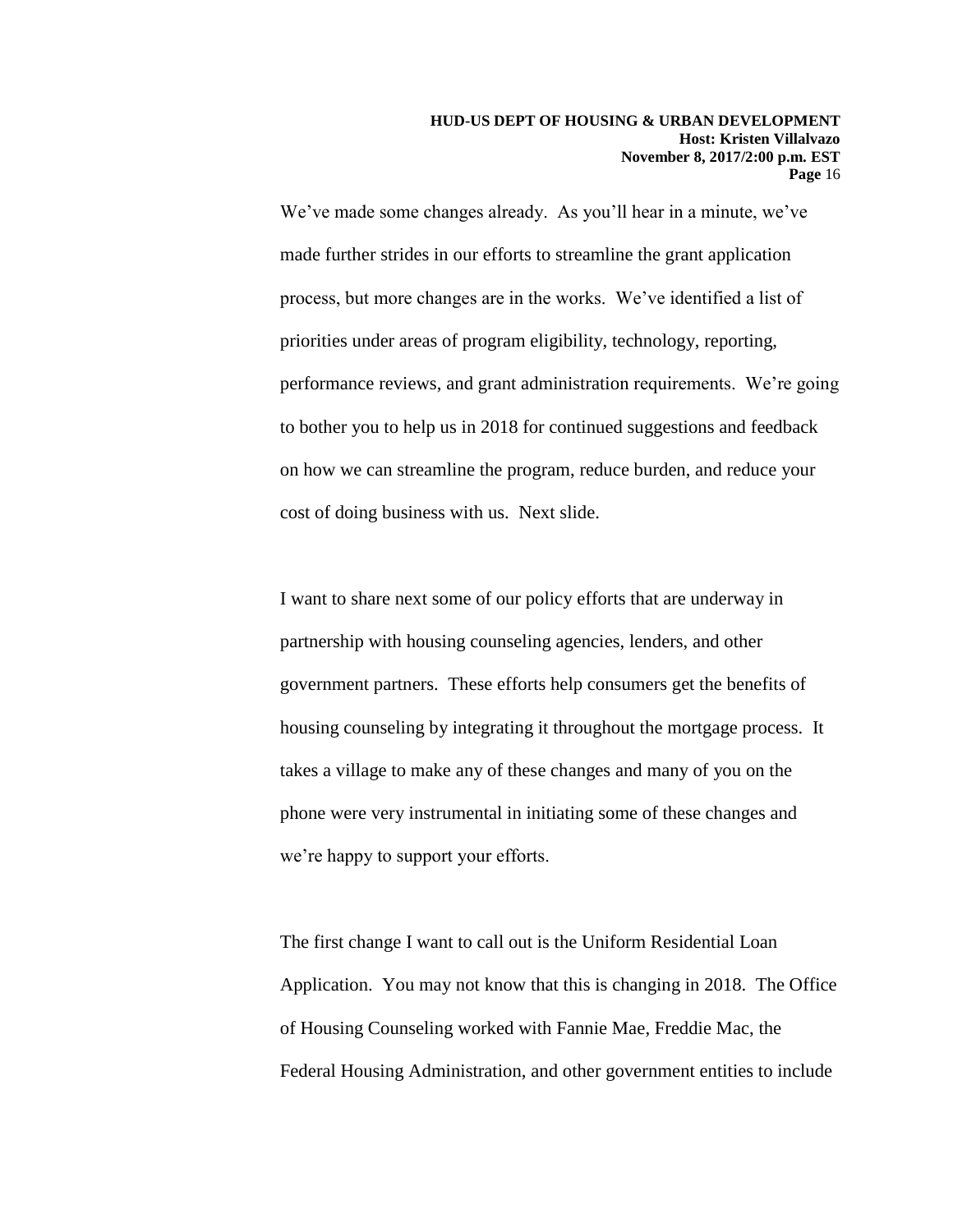We've made some changes already. As you'll hear in a minute, we've made further strides in our efforts to streamline the grant application process, but more changes are in the works. We've identified a list of priorities under areas of program eligibility, technology, reporting, performance reviews, and grant administration requirements. We're going to bother you to help us in 2018 for continued suggestions and feedback on how we can streamline the program, reduce burden, and reduce your cost of doing business with us. Next slide.

I want to share next some of our policy efforts that are underway in partnership with housing counseling agencies, lenders, and other government partners. These efforts help consumers get the benefits of housing counseling by integrating it throughout the mortgage process. It takes a village to make any of these changes and many of you on the phone were very instrumental in initiating some of these changes and we're happy to support your efforts.

The first change I want to call out is the Uniform Residential Loan Application. You may not know that this is changing in 2018. The Office of Housing Counseling worked with Fannie Mae, Freddie Mac, the Federal Housing Administration, and other government entities to include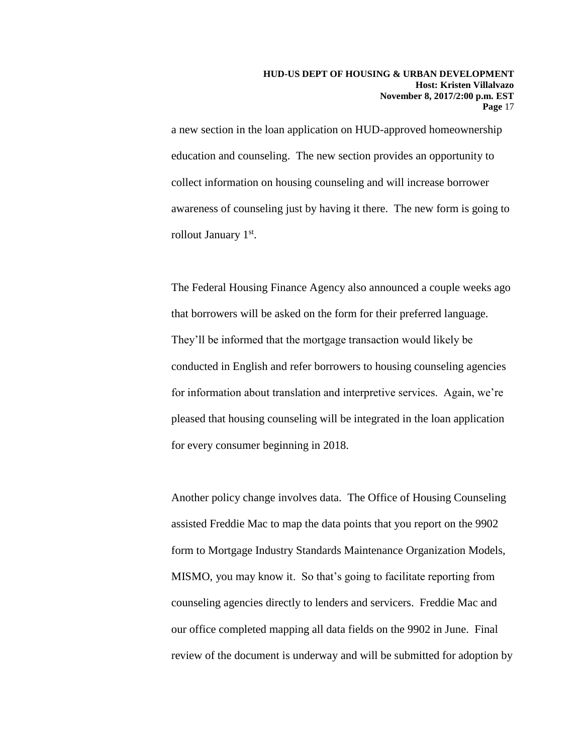a new section in the loan application on HUD-approved homeownership education and counseling. The new section provides an opportunity to collect information on housing counseling and will increase borrower awareness of counseling just by having it there. The new form is going to rollout January 1st.

The Federal Housing Finance Agency also announced a couple weeks ago that borrowers will be asked on the form for their preferred language. They'll be informed that the mortgage transaction would likely be conducted in English and refer borrowers to housing counseling agencies for information about translation and interpretive services. Again, we're pleased that housing counseling will be integrated in the loan application for every consumer beginning in 2018.

Another policy change involves data. The Office of Housing Counseling assisted Freddie Mac to map the data points that you report on the 9902 form to Mortgage Industry Standards Maintenance Organization Models, MISMO, you may know it. So that's going to facilitate reporting from counseling agencies directly to lenders and servicers. Freddie Mac and our office completed mapping all data fields on the 9902 in June. Final review of the document is underway and will be submitted for adoption by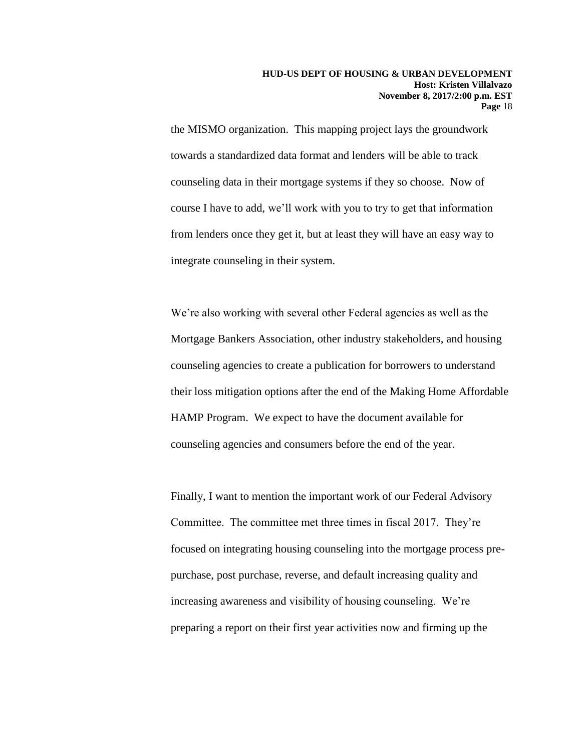the MISMO organization. This mapping project lays the groundwork towards a standardized data format and lenders will be able to track counseling data in their mortgage systems if they so choose. Now of course I have to add, we'll work with you to try to get that information from lenders once they get it, but at least they will have an easy way to integrate counseling in their system.

We're also working with several other Federal agencies as well as the Mortgage Bankers Association, other industry stakeholders, and housing counseling agencies to create a publication for borrowers to understand their loss mitigation options after the end of the Making Home Affordable HAMP Program. We expect to have the document available for counseling agencies and consumers before the end of the year.

Finally, I want to mention the important work of our Federal Advisory Committee. The committee met three times in fiscal 2017. They're focused on integrating housing counseling into the mortgage process pre-purchase, post purchase, reverse, and default increasing quality and increasing awareness and visibility of housing counseling. We're preparing a report on their first year activities now and firming up the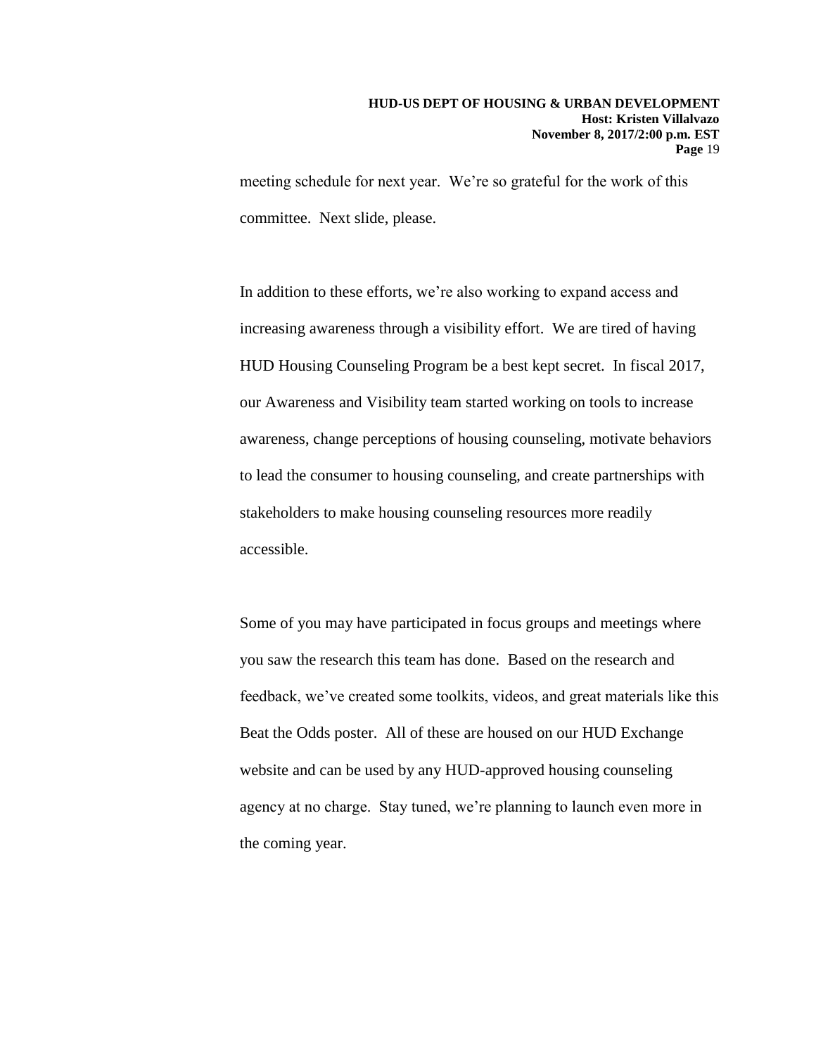meeting schedule for next year. We're so grateful for the work of this committee. Next slide, please.

In addition to these efforts, we're also working to expand access and increasing awareness through a visibility effort. We are tired of having HUD Housing Counseling Program be a best kept secret. In fiscal 2017, our Awareness and Visibility team started working on tools to increase awareness, change perceptions of housing counseling, motivate behaviors to lead the consumer to housing counseling, and create partnerships with stakeholders to make housing counseling resources more readily accessible.

Some of you may have participated in focus groups and meetings where you saw the research this team has done. Based on the research and feedback, we've created some toolkits, videos, and great materials like this Beat the Odds poster. All of these are housed on our HUD Exchange website and can be used by any HUD-approved housing counseling agency at no charge. Stay tuned, we're planning to launch even more in the coming year.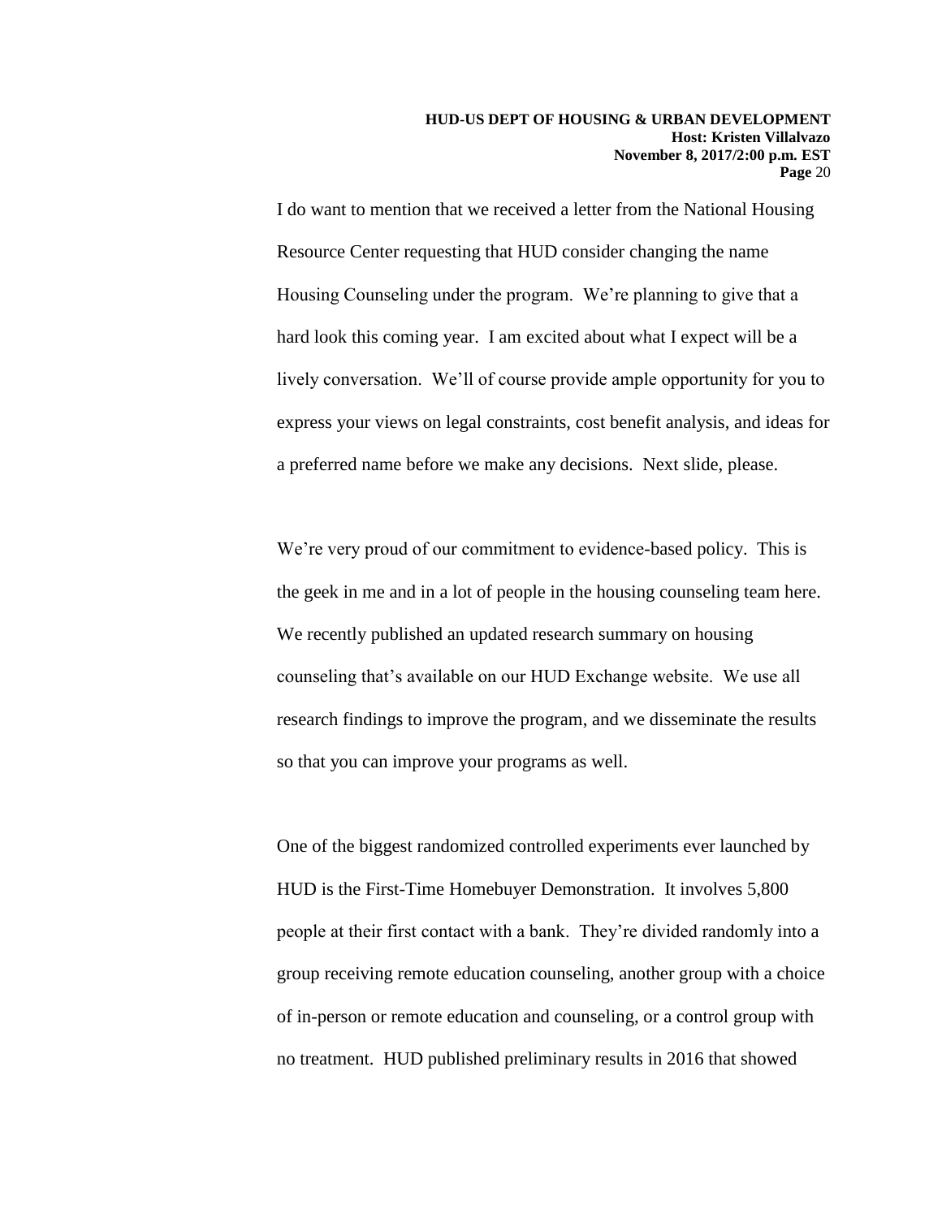I do want to mention that we received a letter from the National Housing Resource Center requesting that HUD consider changing the name Housing Counseling under the program. We're planning to give that a hard look this coming year. I am excited about what I expect will be a lively conversation. We'll of course provide ample opportunity for you to express your views on legal constraints, cost benefit analysis, and ideas for a preferred name before we make any decisions. Next slide, please.

We're very proud of our commitment to evidence-based policy. This is the geek in me and in a lot of people in the housing counseling team here. We recently published an updated research summary on housing counseling that's available on our HUD Exchange website. We use all research findings to improve the program, and we disseminate the results so that you can improve your programs as well.

One of the biggest randomized controlled experiments ever launched by HUD is the First-Time Homebuyer Demonstration. It involves 5,800 people at their first contact with a bank. They're divided randomly into a group receiving remote education counseling, another group with a choice of in-person or remote education and counseling, or a control group with no treatment. HUD published preliminary results in 2016 that showed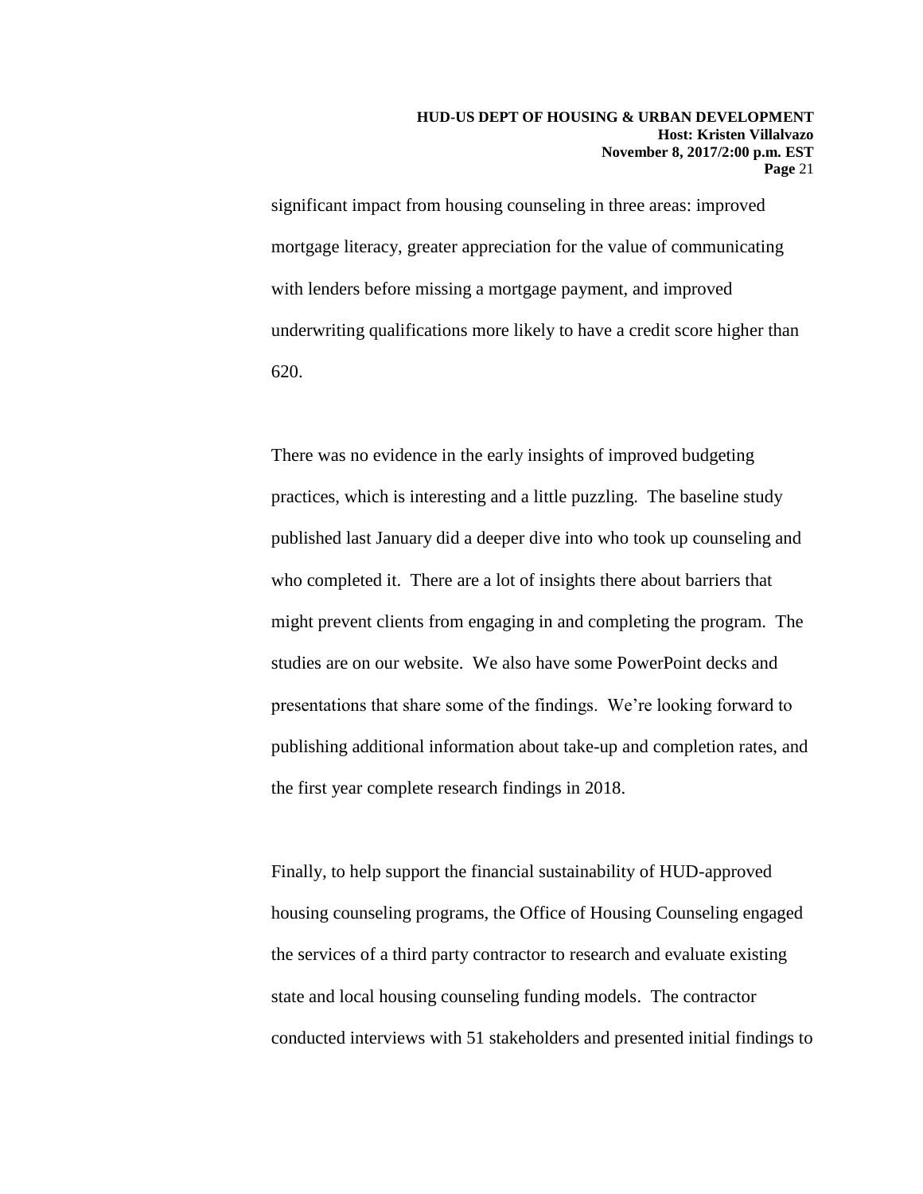significant impact from housing counseling in three areas: improved mortgage literacy, greater appreciation for the value of communicating with lenders before missing a mortgage payment, and improved underwriting qualifications more likely to have a credit score higher than 620.

There was no evidence in the early insights of improved budgeting practices, which is interesting and a little puzzling. The baseline study published last January did a deeper dive into who took up counseling and who completed it. There are a lot of insights there about barriers that might prevent clients from engaging in and completing the program. The studies are on our website. We also have some PowerPoint decks and presentations that share some of the findings. We're looking forward to publishing additional information about take-up and completion rates, and the first year complete research findings in 2018.

Finally, to help support the financial sustainability of HUD-approved housing counseling programs, the Office of Housing Counseling engaged the services of a third party contractor to research and evaluate existing state and local housing counseling funding models. The contractor conducted interviews with 51 stakeholders and presented initial findings to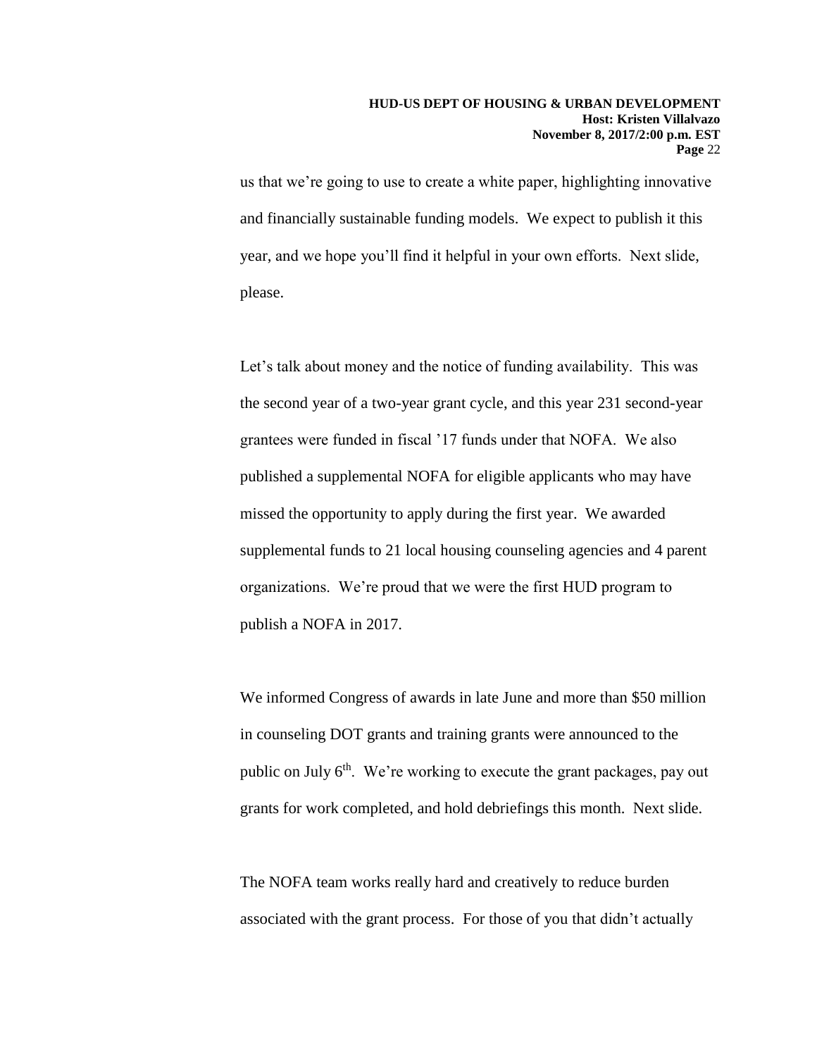us that we're going to use to create a white paper, highlighting innovative and financially sustainable funding models. We expect to publish it this year, and we hope you'll find it helpful in your own efforts. Next slide, please.

Let's talk about money and the notice of funding availability. This was the second year of a two-year grant cycle, and this year 231 second-year grantees were funded in fiscal '17 funds under that NOFA. We also published a supplemental NOFA for eligible applicants who may have missed the opportunity to apply during the first year. We awarded supplemental funds to 21 local housing counseling agencies and 4 parent organizations. We're proud that we were the first HUD program to publish a NOFA in 2017.

We informed Congress of awards in late June and more than \$50 million in counseling DOT grants and training grants were announced to the public on July 6th. We're working to execute the grant packages, pay out grants for work completed, and hold debriefings this month. Next slide.

The NOFA team works really hard and creatively to reduce burden associated with the grant process. For those of you that didn't actually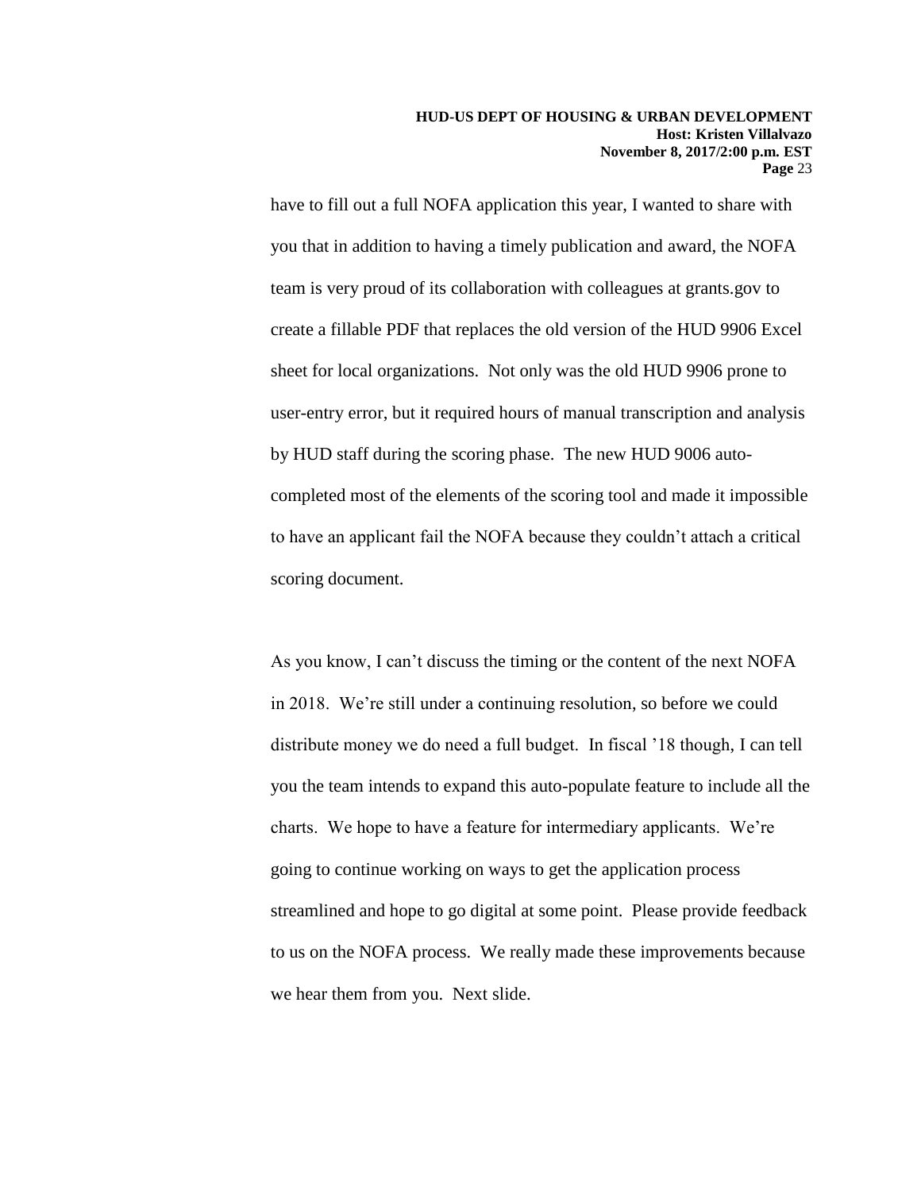have to fill out a full NOFA application this year, I wanted to share with you that in addition to having a timely publication and award, the NOFA team is very proud of its collaboration with colleagues at grants.gov to create a fillable PDF that replaces the old version of the HUD 9906 Excel sheet for local organizations. Not only was the old HUD 9906 prone to user-entry error, but it required hours of manual transcription and analysis by HUD staff during the scoring phase. The new HUD 9006 auto-completed most of the elements of the scoring tool and made it impossible to have an applicant fail the NOFA because they couldn't attach a critical scoring document.

As you know, I can't discuss the timing or the content of the next NOFA in 2018. We're still under a continuing resolution, so before we could distribute money we do need a full budget. In fiscal '18 though, I can tell you the team intends to expand this auto-populate feature to include all the charts. We hope to have a feature for intermediary applicants. We're going to continue working on ways to get the application process streamlined and hope to go digital at some point. Please provide feedback to us on the NOFA process. We really made these improvements because we hear them from you. Next slide.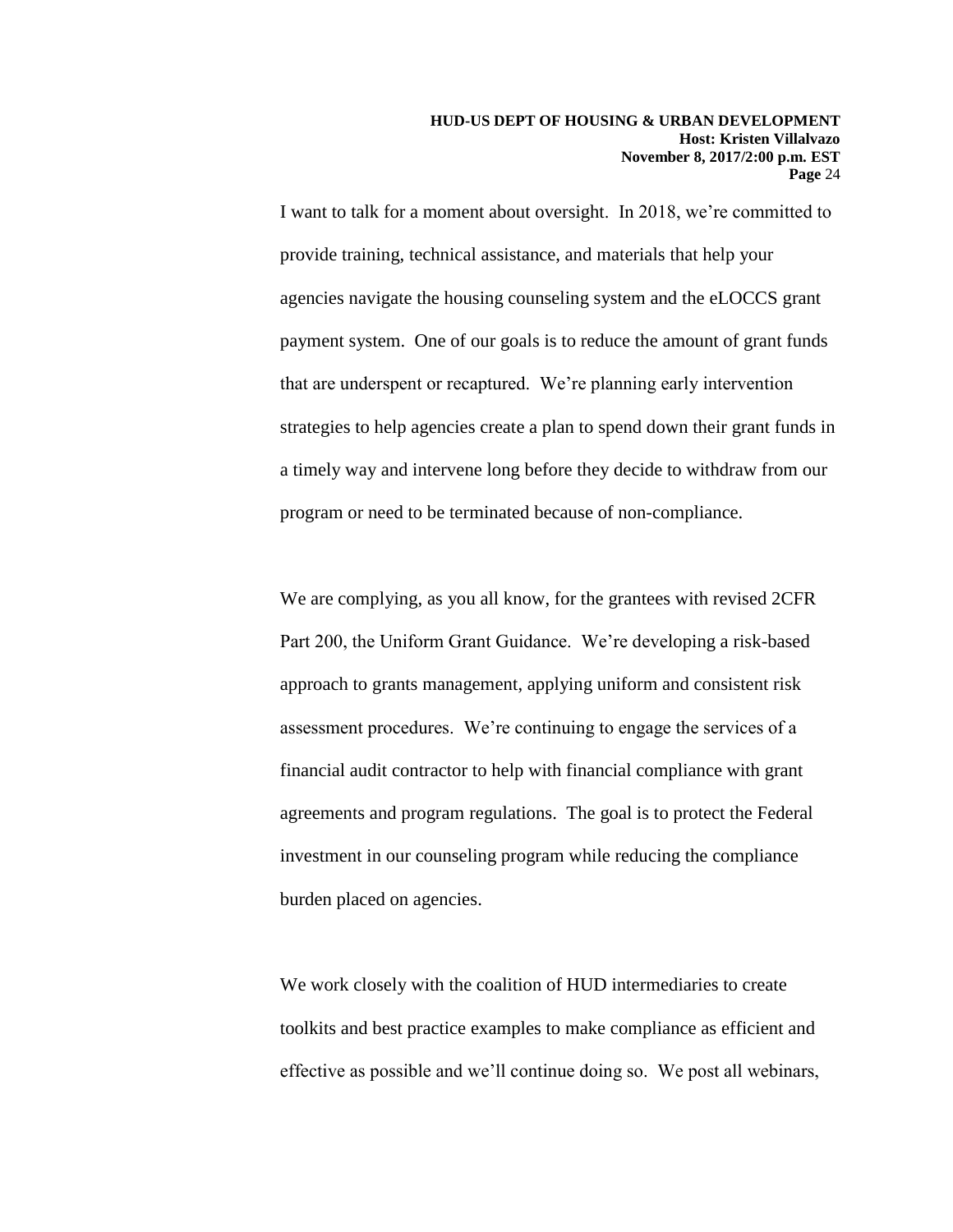I want to talk for a moment about oversight. In 2018, we're committed to provide training, technical assistance, and materials that help your agencies navigate the housing counseling system and the eLOCCS grant payment system. One of our goals is to reduce the amount of grant funds that are underspent or recaptured. We're planning early intervention strategies to help agencies create a plan to spend down their grant funds in a timely way and intervene long before they decide to withdraw from our program or need to be terminated because of non-compliance.

We are complying, as you all know, for the grantees with revised 2CFR Part 200, the Uniform Grant Guidance. We're developing a risk-based approach to grants management, applying uniform and consistent risk assessment procedures. We're continuing to engage the services of a financial audit contractor to help with financial compliance with grant agreements and program regulations. The goal is to protect the Federal investment in our counseling program while reducing the compliance burden placed on agencies.

We work closely with the coalition of HUD intermediaries to create toolkits and best practice examples to make compliance as efficient and effective as possible and we'll continue doing so. We post all webinars,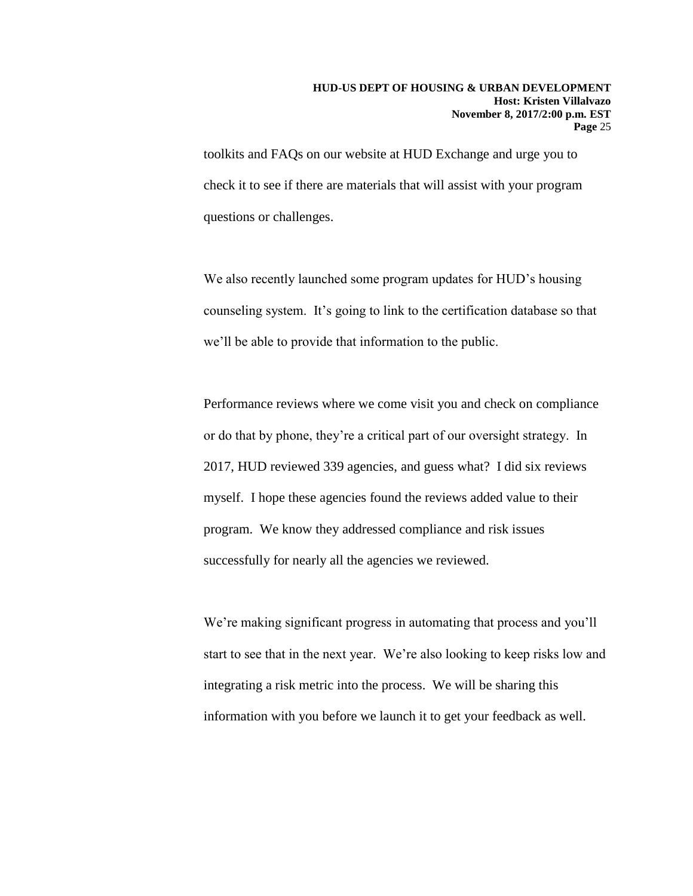toolkits and FAQs on our website at HUD Exchange and urge you to check it to see if there are materials that will assist with your program questions or challenges.

We also recently launched some program updates for HUD's housing counseling system. It's going to link to the certification database so that we'll be able to provide that information to the public.

Performance reviews where we come visit you and check on compliance or do that by phone, they're a critical part of our oversight strategy. In 2017, HUD reviewed 339 agencies, and guess what? I did six reviews myself. I hope these agencies found the reviews added value to their program. We know they addressed compliance and risk issues successfully for nearly all the agencies we reviewed.

We're making significant progress in automating that process and you'll start to see that in the next year. We're also looking to keep risks low and integrating a risk metric into the process. We will be sharing this information with you before we launch it to get your feedback as well.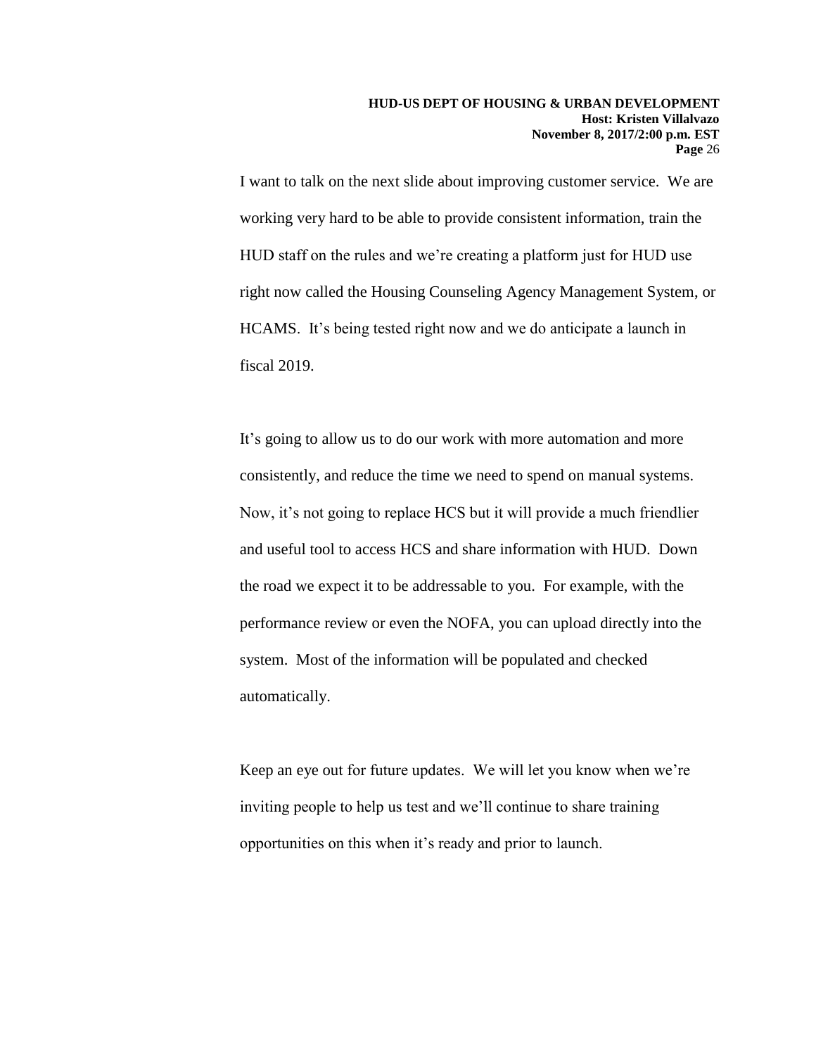I want to talk on the next slide about improving customer service. We are working very hard to be able to provide consistent information, train the HUD staff on the rules and we're creating a platform just for HUD use right now called the Housing Counseling Agency Management System, or HCAMS. It's being tested right now and we do anticipate a launch in fiscal 2019.

It's going to allow us to do our work with more automation and more consistently, and reduce the time we need to spend on manual systems. Now, it's not going to replace HCS but it will provide a much friendlier and useful tool to access HCS and share information with HUD. Down the road we expect it to be addressable to you. For example, with the performance review or even the NOFA, you can upload directly into the system. Most of the information will be populated and checked automatically.

Keep an eye out for future updates. We will let you know when we're inviting people to help us test and we'll continue to share training opportunities on this when it's ready and prior to launch.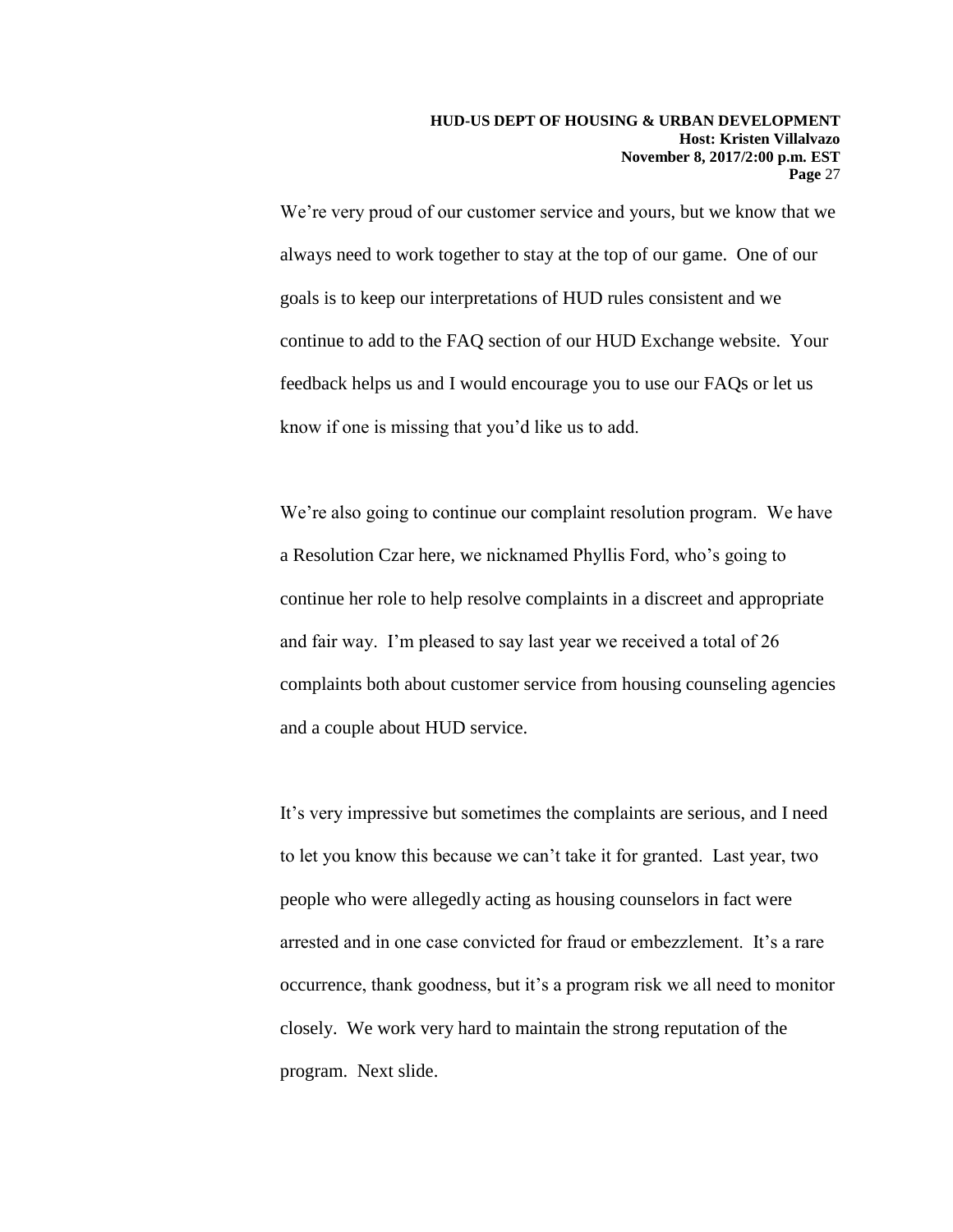We're very proud of our customer service and yours, but we know that we always need to work together to stay at the top of our game. One of our goals is to keep our interpretations of HUD rules consistent and we continue to add to the FAQ section of our HUD Exchange website. Your feedback helps us and I would encourage you to use our FAQs or let us know if one is missing that you'd like us to add.

We're also going to continue our complaint resolution program. We have a Resolution Czar here, we nicknamed Phyllis Ford, who's going to continue her role to help resolve complaints in a discreet and appropriate and fair way. I'm pleased to say last year we received a total of 26 complaints both about customer service from housing counseling agencies and a couple about HUD service.

It's very impressive but sometimes the complaints are serious, and I need to let you know this because we can't take it for granted. Last year, two people who were allegedly acting as housing counselors in fact were arrested and in one case convicted for fraud or embezzlement. It's a rare occurrence, thank goodness, but it's a program risk we all need to monitor closely. We work very hard to maintain the strong reputation of the program. Next slide.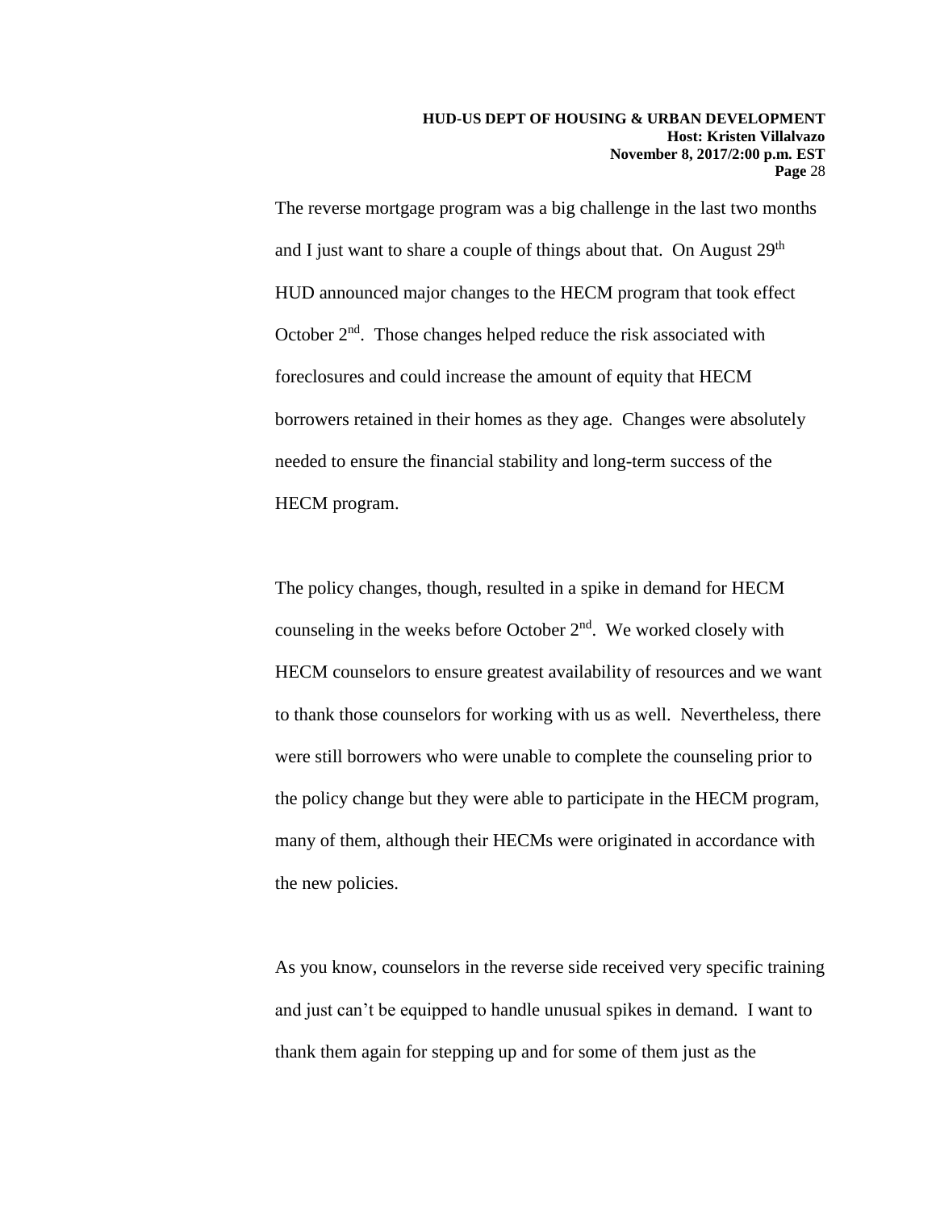The reverse mortgage program was a big challenge in the last two months and I just want to share a couple of things about that. On August 29th HUD announced major changes to the HECM program that took effect October 2nd. Those changes helped reduce the risk associated with foreclosures and could increase the amount of equity that HECM borrowers retained in their homes as they age. Changes were absolutely needed to ensure the financial stability and long-term success of the HECM program.

The policy changes, though, resulted in a spike in demand for HECM counseling in the weeks before October 2nd. We worked closely with HECM counselors to ensure greatest availability of resources and we want to thank those counselors for working with us as well. Nevertheless, there were still borrowers who were unable to complete the counseling prior to the policy change but they were able to participate in the HECM program, many of them, although their HECMs were originated in accordance with the new policies.

As you know, counselors in the reverse side received very specific training and just can't be equipped to handle unusual spikes in demand. I want to thank them again for stepping up and for some of them just as the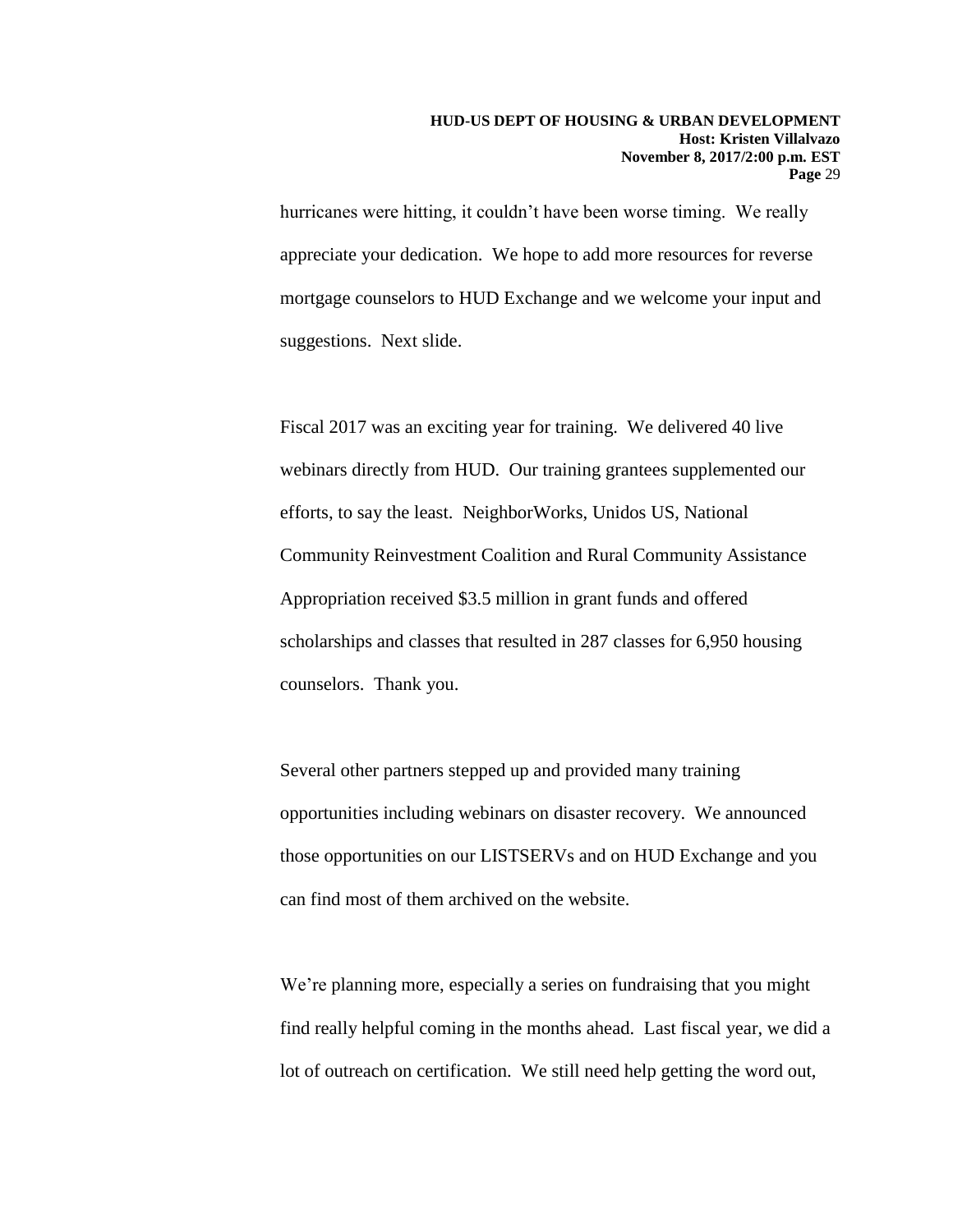hurricanes were hitting, it couldn’t have been worse timing. We really appreciate your dedication. We hope to add more resources for reverse mortgage counselors to HUD Exchange and we welcome your input and suggestions. Next slide.

Fiscal 2017 was an exciting year for training. We delivered 40 live webinars directly from HUD. Our training grantees supplemented our efforts, to say the least. NeighborWorks, Unidos US, National Community Reinvestment Coalition and Rural Community Assistance Appropriation received $3.5 million in grant funds and offered scholarships and classes that resulted in 287 classes for 6,950 housing counselors. Thank you.

Several other partners stepped up and provided many training opportunities including webinars on disaster recovery. We announced those opportunities on our LISTSERVs and on HUD Exchange and you can find most of them archived on the website.

We’re planning more, especially a series on fundraising that you might find really helpful coming in the months ahead. Last fiscal year, we did a lot of outreach on certification. We still need help getting the word out,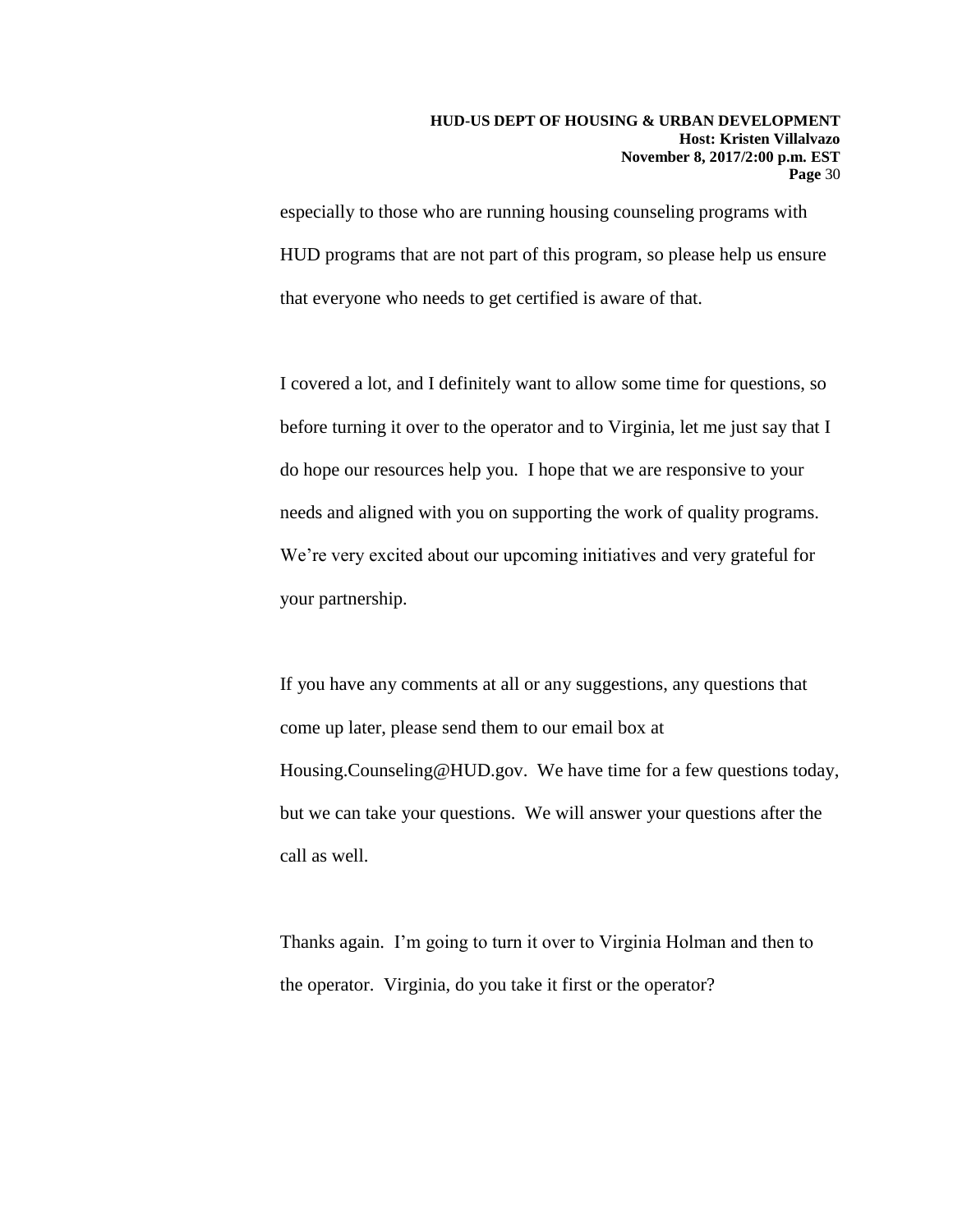especially to those who are running housing counseling programs with HUD programs that are not part of this program, so please help us ensure that everyone who needs to get certified is aware of that.

I covered a lot, and I definitely want to allow some time for questions, so before turning it over to the operator and to Virginia, let me just say that I do hope our resources help you. I hope that we are responsive to your needs and aligned with you on supporting the work of quality programs. We're very excited about our upcoming initiatives and very grateful for your partnership.

If you have any comments at all or any suggestions, any questions that come up later, please send them to our email box at Housing.Counseling@HUD.gov. We have time for a few questions today, but we can take your questions. We will answer your questions after the call as well.

Thanks again. I'm going to turn it over to Virginia Holman and then to the operator. Virginia, do you take it first or the operator?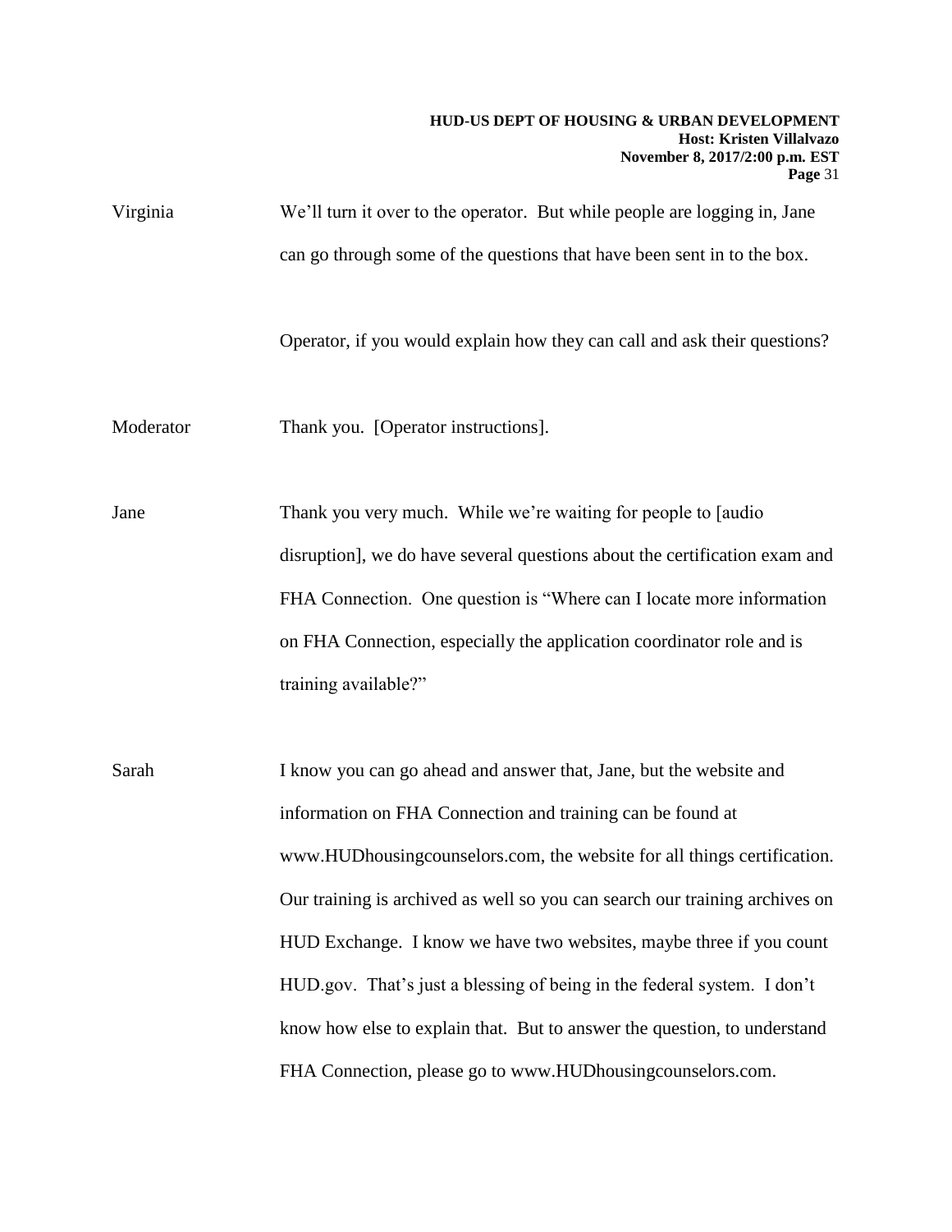Virginia: We'll turn it over to the operator. But while people are logging in, Jane can go through some of the questions that have been sent in to the box.

Operator, if you would explain how they can call and ask their questions?

Moderator: Thank you. [Operator instructions].

Jane: Thank you very much. While we're waiting for people to [audio disruption], we do have several questions about the certification exam and FHA Connection. One question is "Where can I locate more information on FHA Connection, especially the application coordinator role and is training available?"

Sarah: I know you can go ahead and answer that, Jane, but the website and information on FHA Connection and training can be found at www.HUDhousingcounselors.com, the website for all things certification. Our training is archived as well so you can search our training archives on HUD Exchange. I know we have two websites, maybe three if you count HUD.gov. That's just a blessing of being in the federal system. I don't know how else to explain that. But to answer the question, to understand FHA Connection, please go to www.HUDhousingcounselors.com.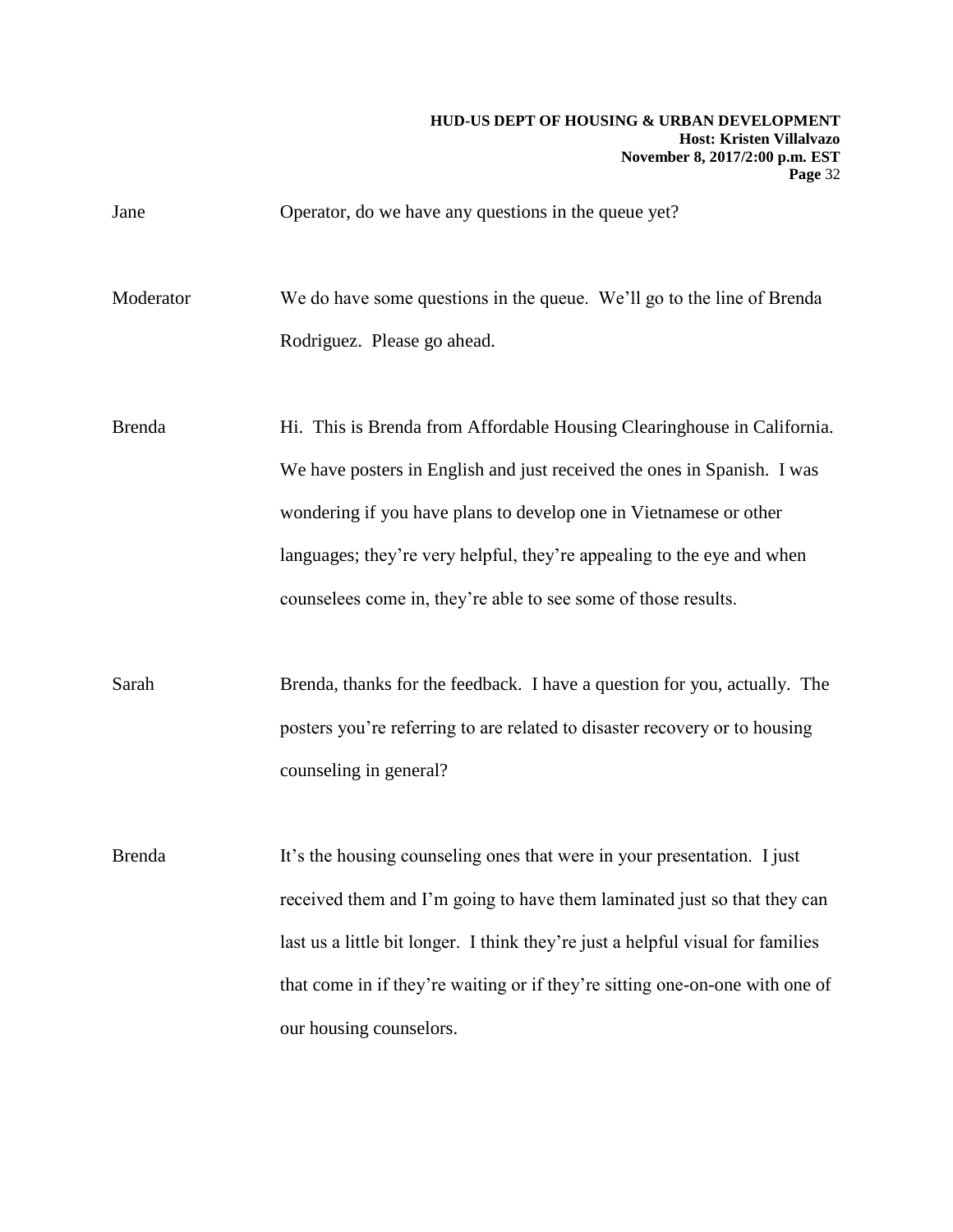Jane Operator, do we have any questions in the queue yet?

Moderator We do have some questions in the queue. We'll go to the line of Brenda Rodriguez. Please go ahead.

Brenda Hi. This is Brenda from Affordable Housing Clearinghouse in California. We have posters in English and just received the ones in Spanish. I was wondering if you have plans to develop one in Vietnamese or other languages; they're very helpful, they're appealing to the eye and when counselees come in, they're able to see some of those results.

Sarah Brenda, thanks for the feedback. I have a question for you, actually. The posters you're referring to are related to disaster recovery or to housing counseling in general?

Brenda It's the housing counseling ones that were in your presentation. I just received them and I'm going to have them laminated just so that they can last us a little bit longer. I think they're just a helpful visual for families that come in if they're waiting or if they're sitting one-on-one with one of our housing counselors.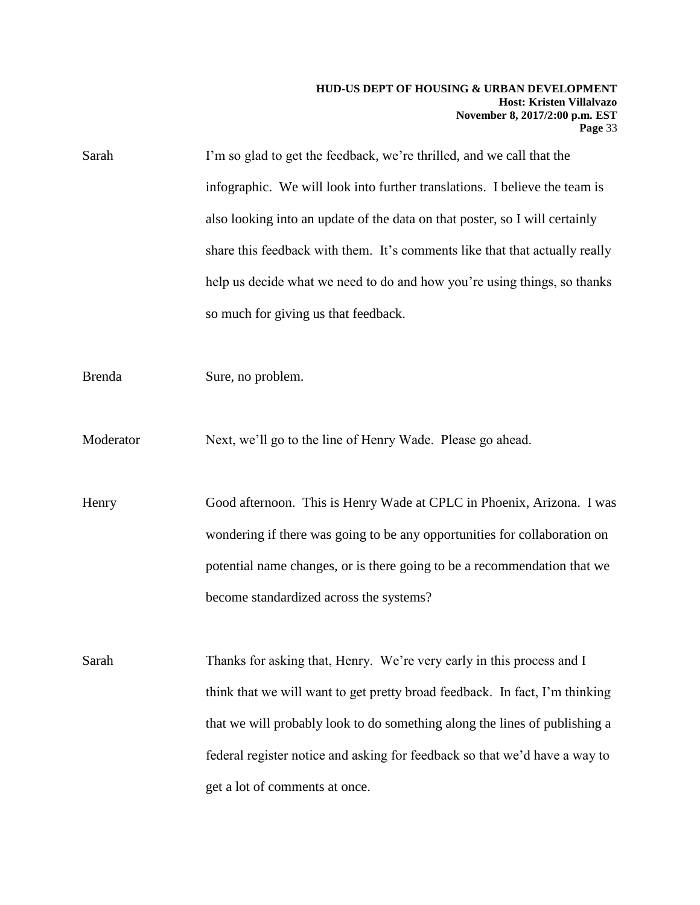Sarah I'm so glad to get the feedback, we're thrilled, and we call that the infographic. We will look into further translations. I believe the team is also looking into an update of the data on that poster, so I will certainly share this feedback with them. It's comments like that that actually really help us decide what we need to do and how you're using things, so thanks so much for giving us that feedback.

Brenda Sure, no problem.

Moderator Next, we'll go to the line of Henry Wade. Please go ahead.

Henry Good afternoon. This is Henry Wade at CPLC in Phoenix, Arizona. I was wondering if there was going to be any opportunities for collaboration on potential name changes, or is there going to be a recommendation that we become standardized across the systems?

Sarah Thanks for asking that, Henry. We're very early in this process and I think that we will want to get pretty broad feedback. In fact, I'm thinking that we will probably look to do something along the lines of publishing a federal register notice and asking for feedback so that we'd have a way to get a lot of comments at once.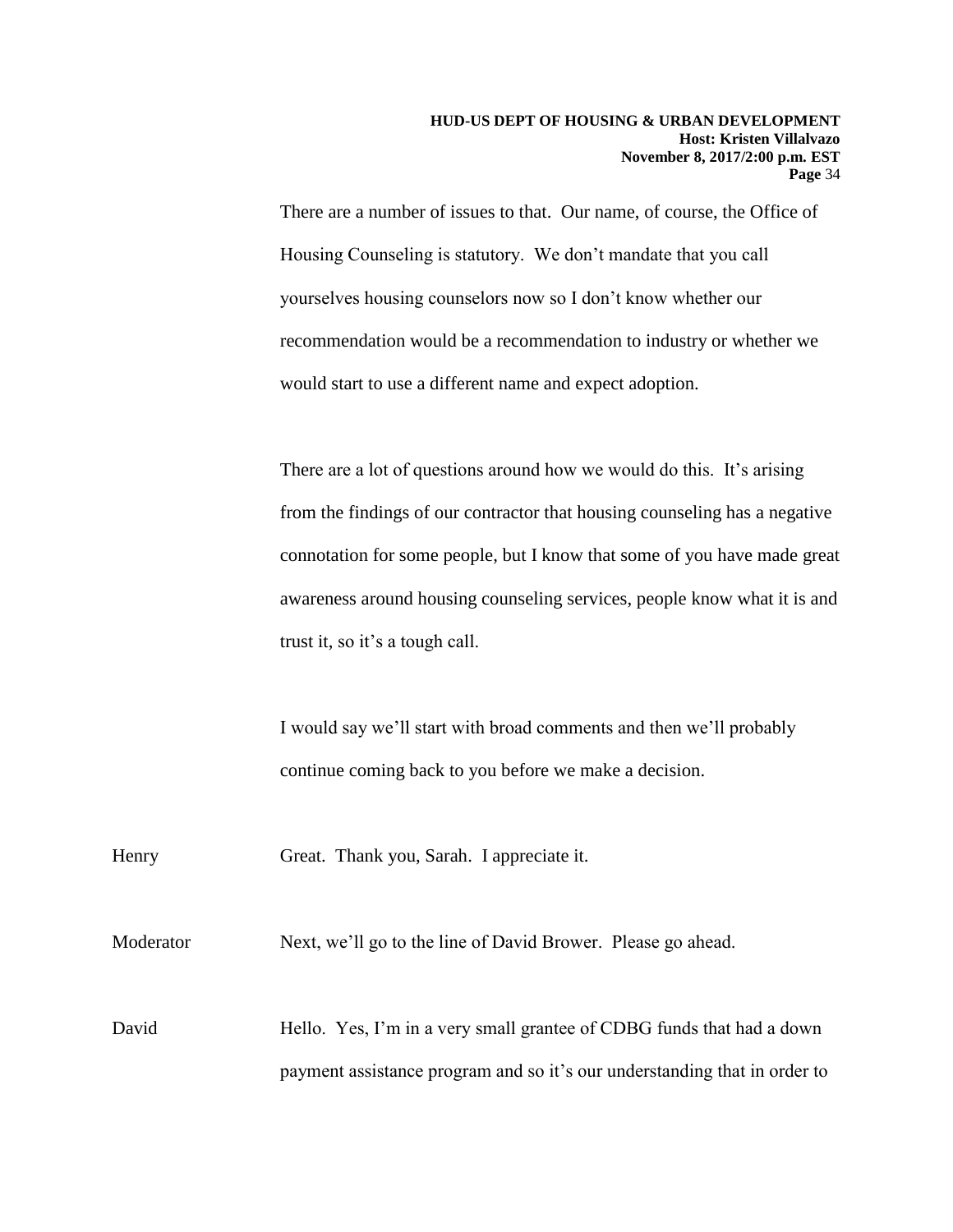There are a number of issues to that. Our name, of course, the Office of Housing Counseling is statutory. We don't mandate that you call yourselves housing counselors now so I don't know whether our recommendation would be a recommendation to industry or whether we would start to use a different name and expect adoption.

There are a lot of questions around how we would do this. It's arising from the findings of our contractor that housing counseling has a negative connotation for some people, but I know that some of you have made great awareness around housing counseling services, people know what it is and trust it, so it's a tough call.

I would say we'll start with broad comments and then we'll probably continue coming back to you before we make a decision.

Henry: Great. Thank you, Sarah. I appreciate it.

Moderator: Next, we'll go to the line of David Brower. Please go ahead.

David: Hello. Yes, I'm in a very small grantee of CDBG funds that had a down payment assistance program and so it's our understanding that in order to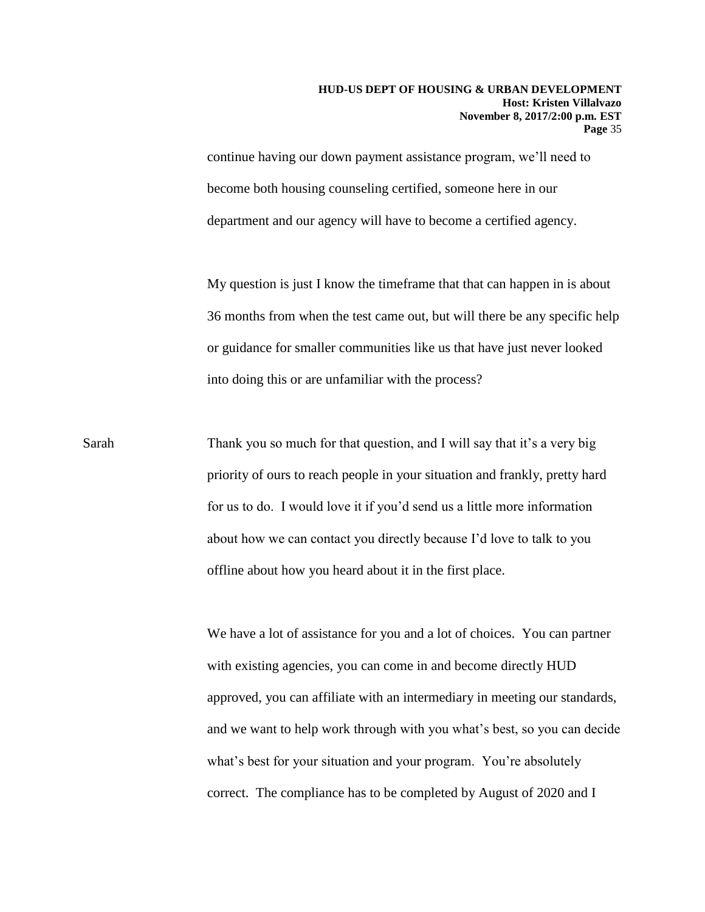continue having our down payment assistance program, we'll need to become both housing counseling certified, someone here in our department and our agency will have to become a certified agency.

My question is just I know the timeframe that that can happen in is about 36 months from when the test came out, but will there be any specific help or guidance for smaller communities like us that have just never looked into doing this or are unfamiliar with the process?

Sarah Thank you so much for that question, and I will say that it's a very big priority of ours to reach people in your situation and frankly, pretty hard for us to do. I would love it if you'd send us a little more information about how we can contact you directly because I'd love to talk to you offline about how you heard about it in the first place.

We have a lot of assistance for you and a lot of choices. You can partner with existing agencies, you can come in and become directly HUD approved, you can affiliate with an intermediary in meeting our standards, and we want to help work through with you what's best, so you can decide what's best for your situation and your program. You're absolutely correct. The compliance has to be completed by August of 2020 and I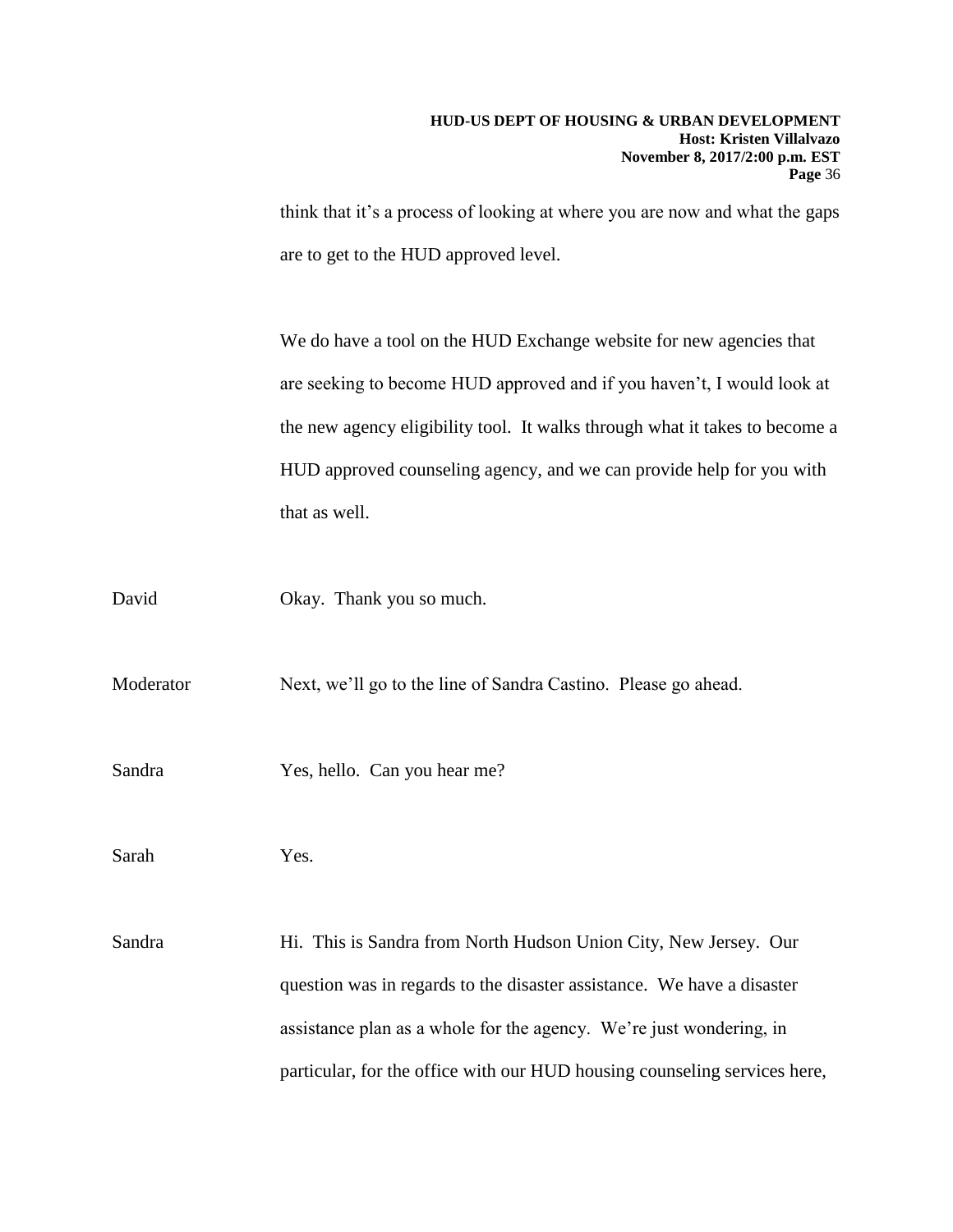think that it's a process of looking at where you are now and what the gaps are to get to the HUD approved level.

We do have a tool on the HUD Exchange website for new agencies that are seeking to become HUD approved and if you haven't, I would look at the new agency eligibility tool. It walks through what it takes to become a HUD approved counseling agency, and we can provide help for you with that as well.

David Okay. Thank you so much.

Moderator Next, we'll go to the line of Sandra Castino. Please go ahead.

Sandra Yes, hello. Can you hear me?

Sarah Yes.

Sandra Hi. This is Sandra from North Hudson Union City, New Jersey. Our question was in regards to the disaster assistance. We have a disaster assistance plan as a whole for the agency. We're just wondering, in particular, for the office with our HUD housing counseling services here,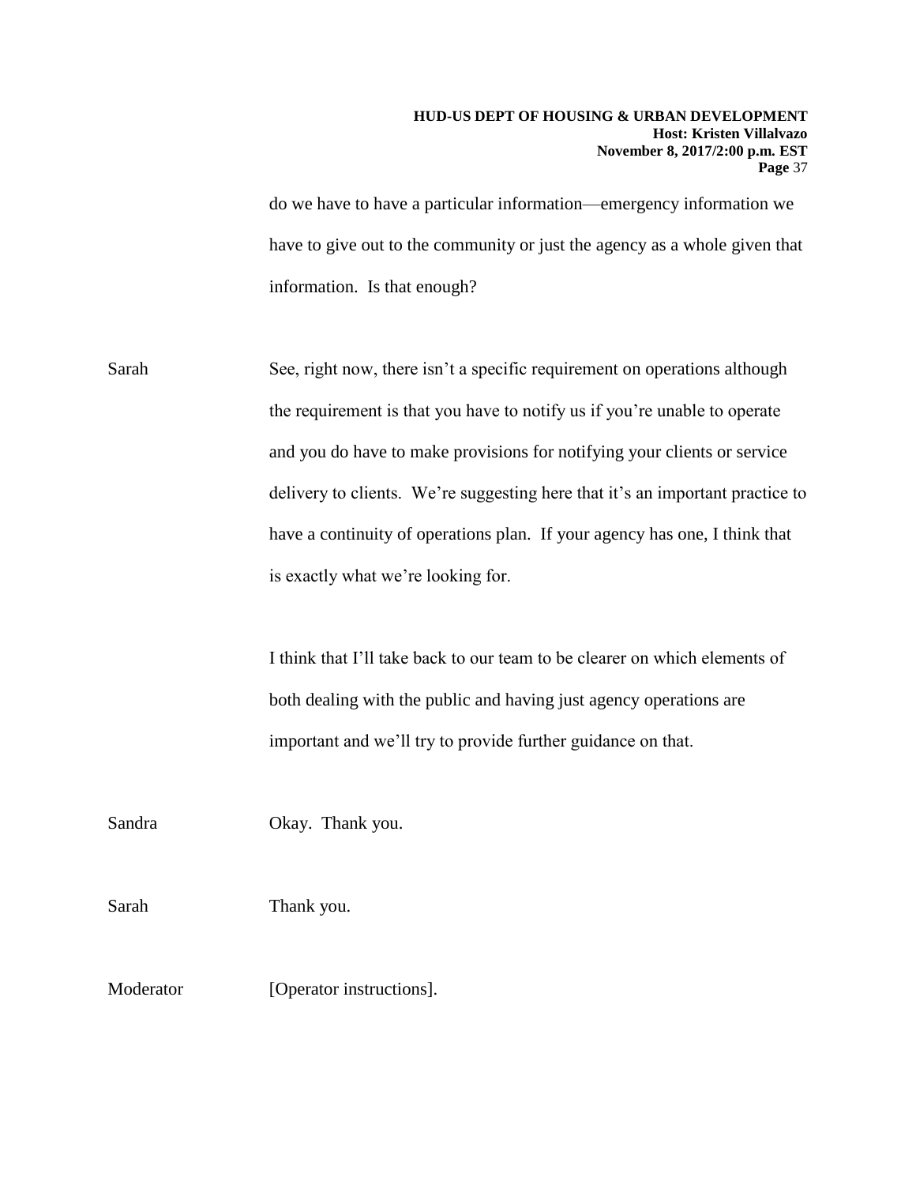do we have to have a particular information—emergency information we have to give out to the community or just the agency as a whole given that information. Is that enough?

Sarah: See, right now, there isn't a specific requirement on operations although the requirement is that you have to notify us if you're unable to operate and you do have to make provisions for notifying your clients or service delivery to clients. We're suggesting here that it's an important practice to have a continuity of operations plan. If your agency has one, I think that is exactly what we're looking for.

I think that I'll take back to our team to be clearer on which elements of both dealing with the public and having just agency operations are important and we'll try to provide further guidance on that.

Sandra: Okay. Thank you.

Sarah: Thank you.

Moderator: [Operator instructions].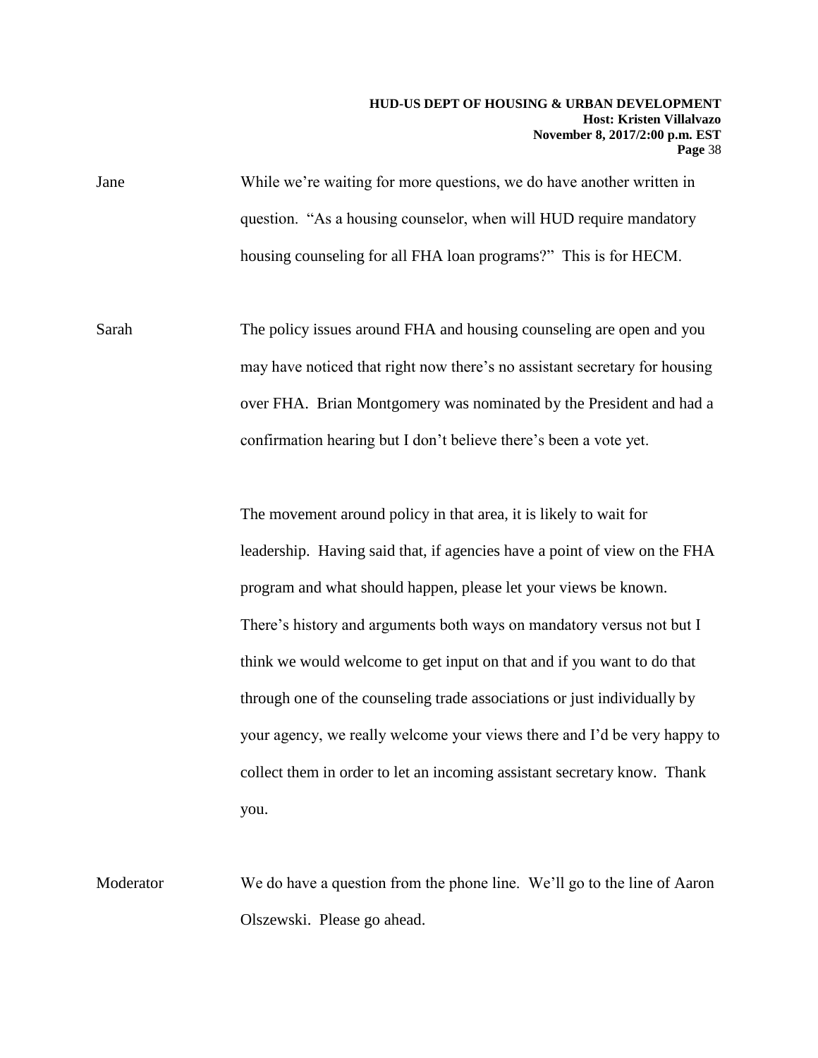Jane While we're waiting for more questions, we do have another written in question. "As a housing counselor, when will HUD require mandatory housing counseling for all FHA loan programs?" This is for HECM.

Sarah The policy issues around FHA and housing counseling are open and you may have noticed that right now there's no assistant secretary for housing over FHA. Brian Montgomery was nominated by the President and had a confirmation hearing but I don't believe there's been a vote yet.

The movement around policy in that area, it is likely to wait for leadership. Having said that, if agencies have a point of view on the FHA program and what should happen, please let your views be known. There's history and arguments both ways on mandatory versus not but I think we would welcome to get input on that and if you want to do that through one of the counseling trade associations or just individually by your agency, we really welcome your views there and I'd be very happy to collect them in order to let an incoming assistant secretary know. Thank you.

Moderator We do have a question from the phone line. We'll go to the line of Aaron Olszewski. Please go ahead.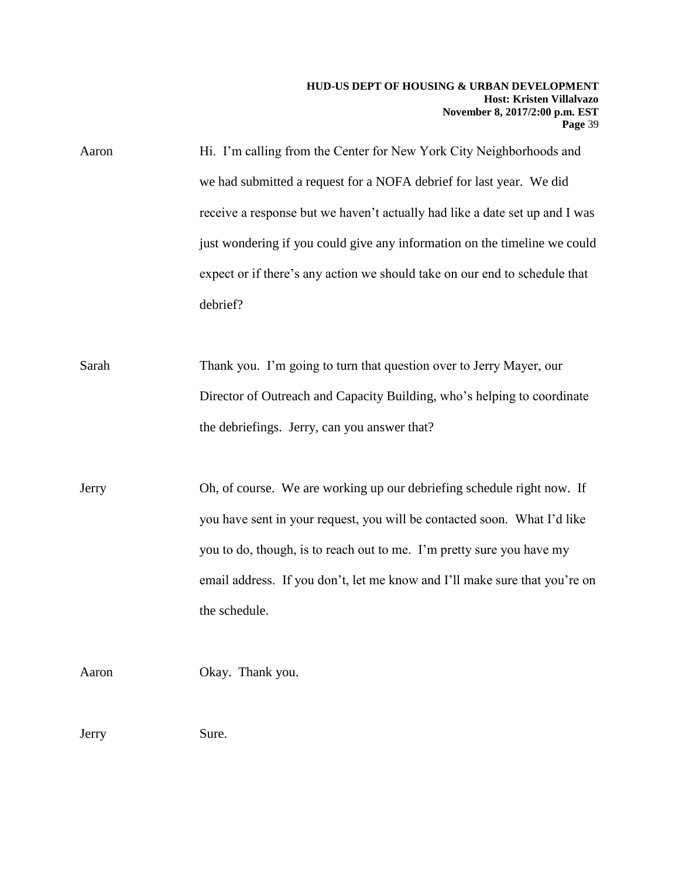Aaron Hi. I'm calling from the Center for New York City Neighborhoods and we had submitted a request for a NOFA debrief for last year. We did receive a response but we haven't actually had like a date set up and I was just wondering if you could give any information on the timeline we could expect or if there's any action we should take on our end to schedule that debrief?

Sarah Thank you. I'm going to turn that question over to Jerry Mayer, our Director of Outreach and Capacity Building, who's helping to coordinate the debriefings. Jerry, can you answer that?

Jerry Oh, of course. We are working up our debriefing schedule right now. If you have sent in your request, you will be contacted soon. What I'd like you to do, though, is to reach out to me. I'm pretty sure you have my email address. If you don't, let me know and I'll make sure that you're on the schedule.

Aaron Okay. Thank you.

Jerry Sure.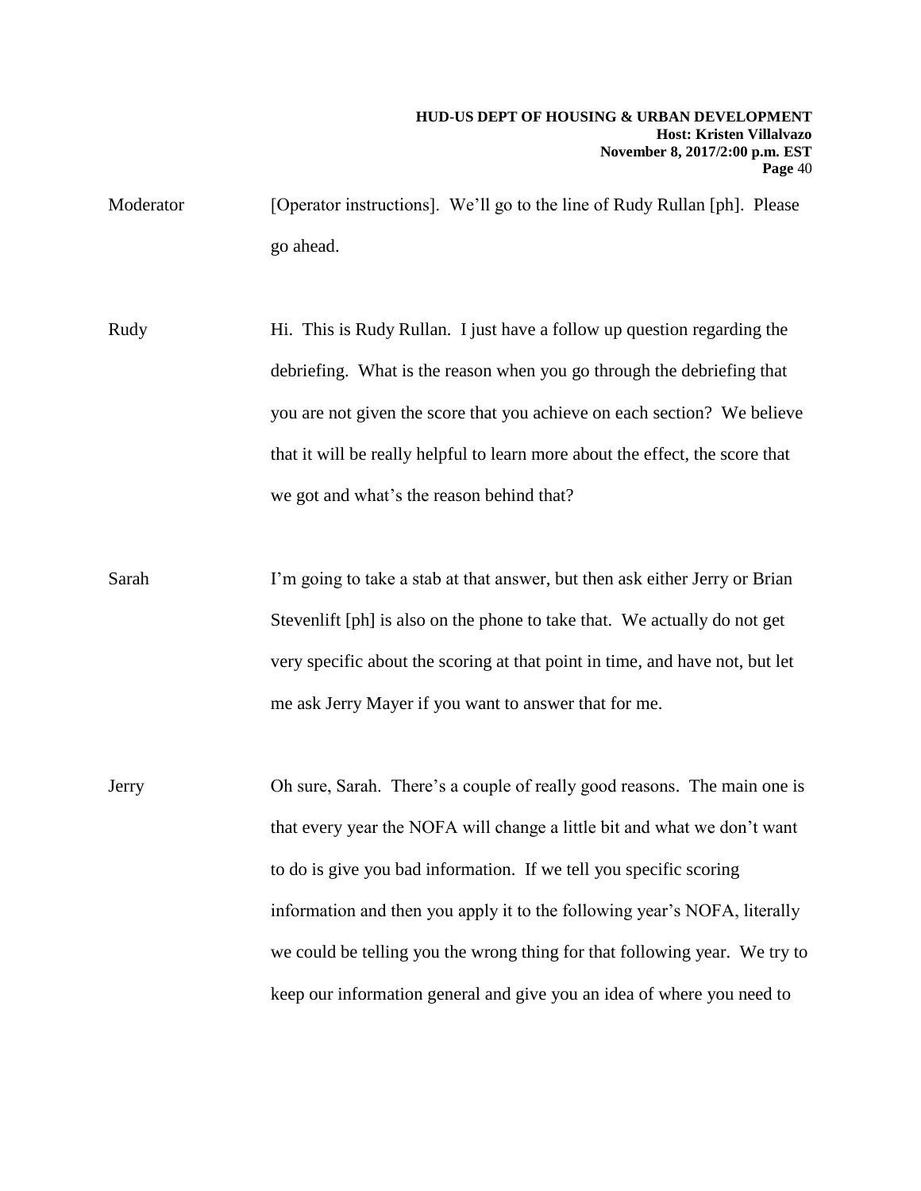Moderator [Operator instructions]. We'll go to the line of Rudy Rullan [ph]. Please go ahead.

Rudy Hi. This is Rudy Rullan. I just have a follow up question regarding the debriefing. What is the reason when you go through the debriefing that you are not given the score that you achieve on each section? We believe that it will be really helpful to learn more about the effect, the score that we got and what's the reason behind that?

Sarah I'm going to take a stab at that answer, but then ask either Jerry or Brian Stevenlift [ph] is also on the phone to take that. We actually do not get very specific about the scoring at that point in time, and have not, but let me ask Jerry Mayer if you want to answer that for me.

Jerry Oh sure, Sarah. There's a couple of really good reasons. The main one is that every year the NOFA will change a little bit and what we don't want to do is give you bad information. If we tell you specific scoring information and then you apply it to the following year's NOFA, literally we could be telling you the wrong thing for that following year. We try to keep our information general and give you an idea of where you need to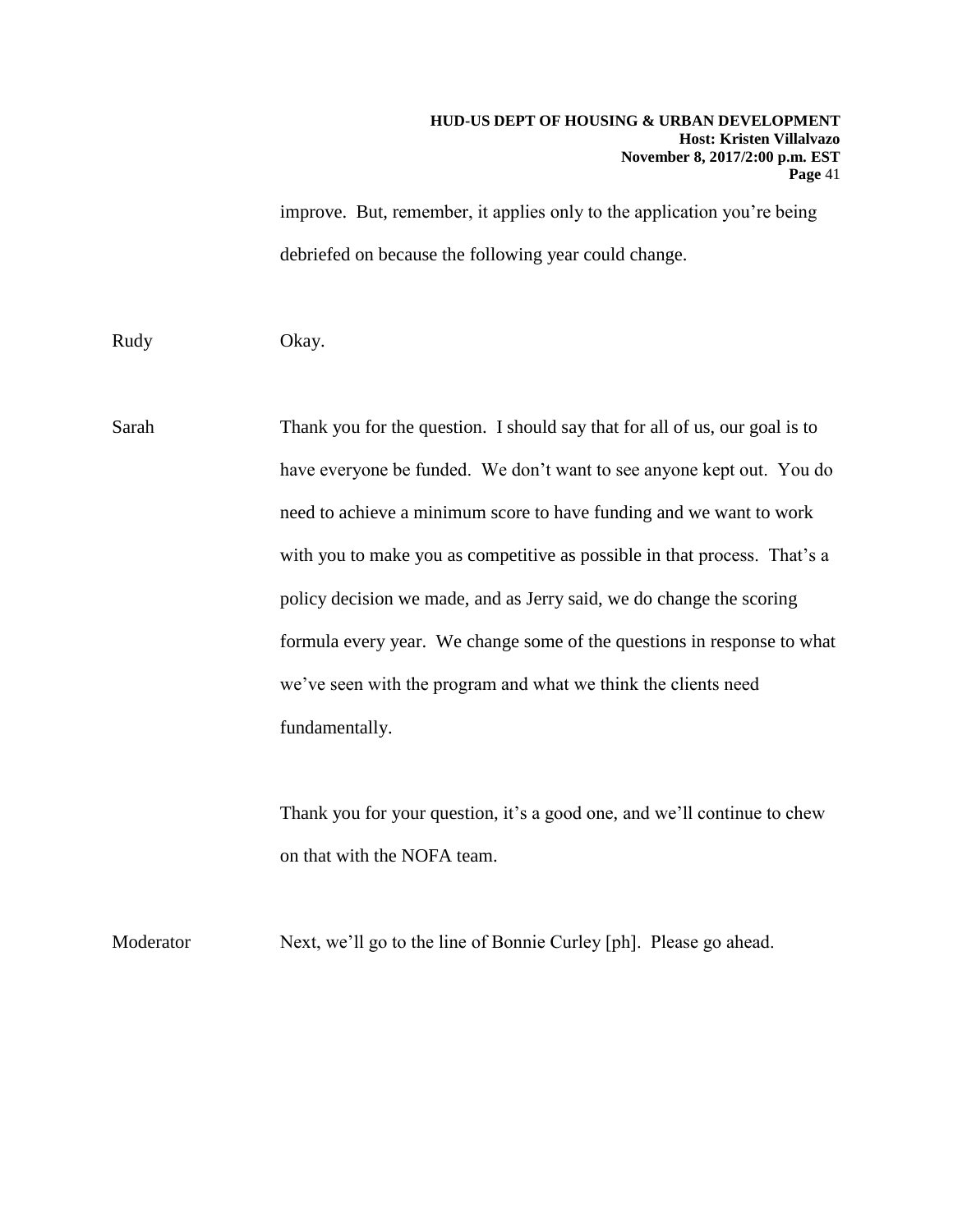improve. But, remember, it applies only to the application you're being debriefed on because the following year could change.

Rudy Okay.

Sarah Thank you for the question. I should say that for all of us, our goal is to have everyone be funded. We don't want to see anyone kept out. You do need to achieve a minimum score to have funding and we want to work with you to make you as competitive as possible in that process. That's a policy decision we made, and as Jerry said, we do change the scoring formula every year. We change some of the questions in response to what we've seen with the program and what we think the clients need fundamentally.

Thank you for your question, it's a good one, and we'll continue to chew on that with the NOFA team.

Moderator Next, we'll go to the line of Bonnie Curley [ph]. Please go ahead.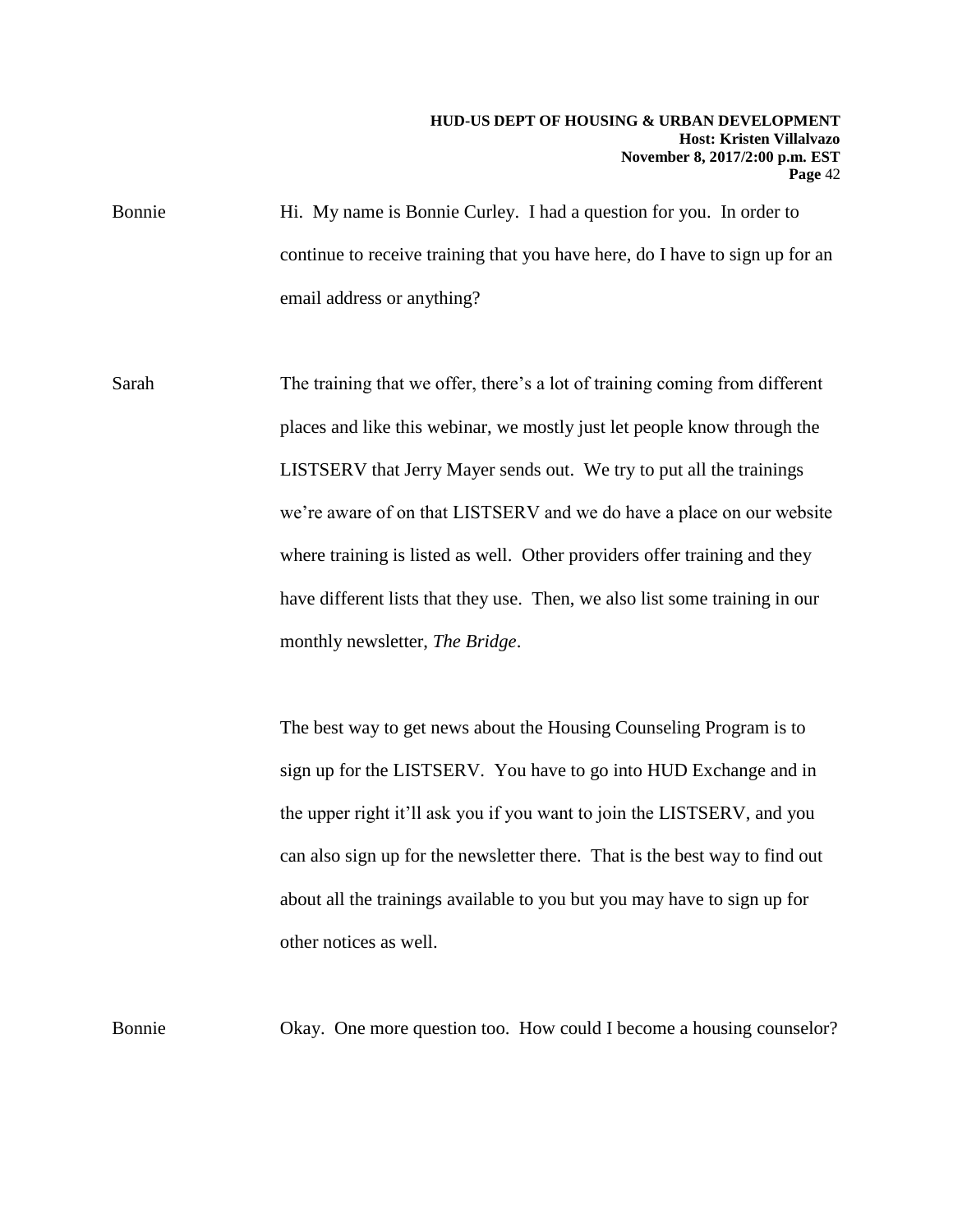Bonnie Hi. My name is Bonnie Curley. I had a question for you. In order to continue to receive training that you have here, do I have to sign up for an email address or anything?

Sarah The training that we offer, there's a lot of training coming from different places and like this webinar, we mostly just let people know through the LISTSERV that Jerry Mayer sends out. We try to put all the trainings we're aware of on that LISTSERV and we do have a place on our website where training is listed as well. Other providers offer training and they have different lists that they use. Then, we also list some training in our monthly newsletter, *The Bridge*.

The best way to get news about the Housing Counseling Program is to sign up for the LISTSERV. You have to go into HUD Exchange and in the upper right it'll ask you if you want to join the LISTSERV, and you can also sign up for the newsletter there. That is the best way to find out about all the trainings available to you but you may have to sign up for other notices as well.

Bonnie Okay. One more question too. How could I become a housing counselor?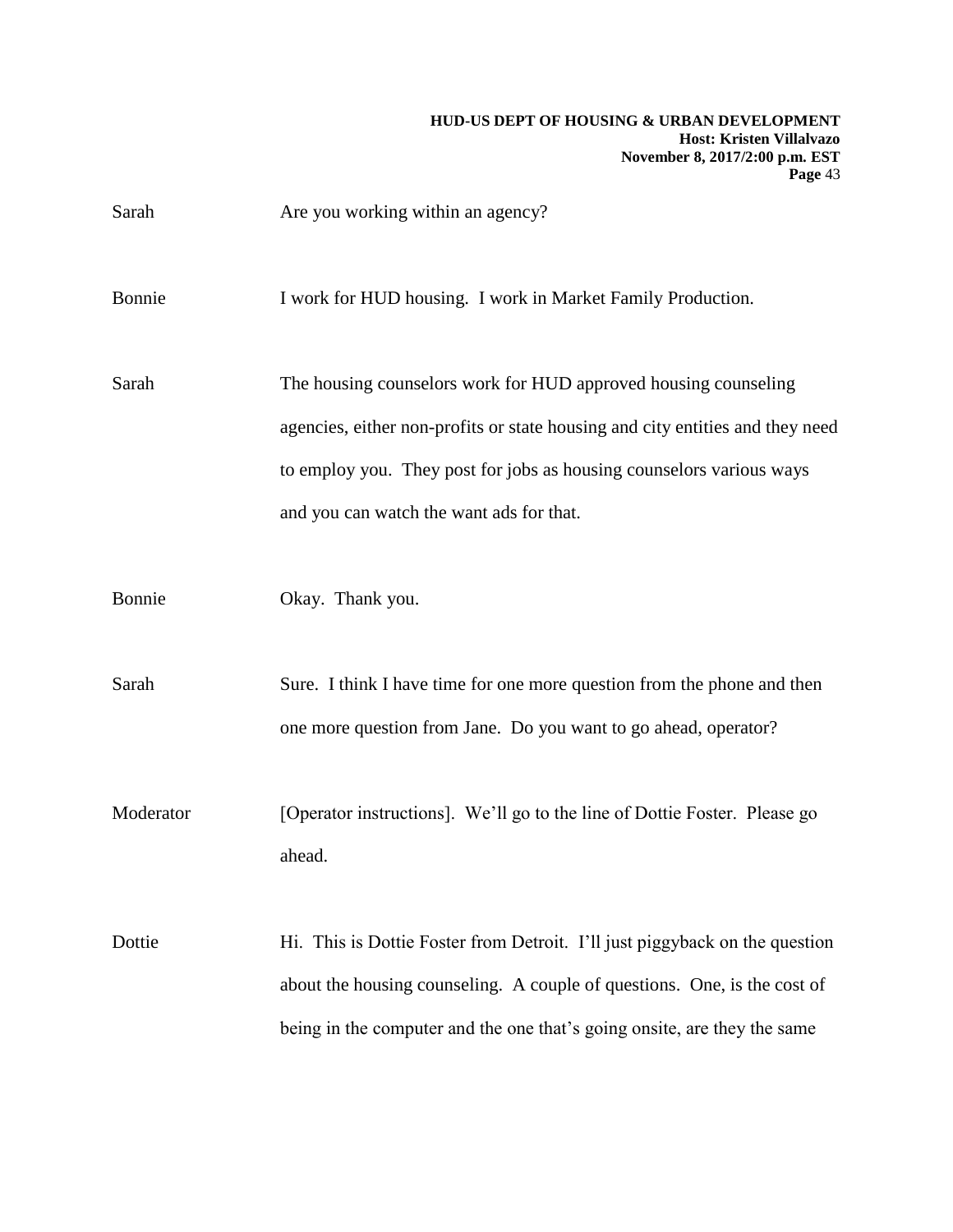Sarah: Are you working within an agency?

Bonnie: I work for HUD housing. I work in Market Family Production.

Sarah: The housing counselors work for HUD approved housing counseling agencies, either non-profits or state housing and city entities and they need to employ you. They post for jobs as housing counselors various ways and you can watch the want ads for that.

Bonnie: Okay. Thank you.

Sarah: Sure. I think I have time for one more question from the phone and then one more question from Jane. Do you want to go ahead, operator?

Moderator: [Operator instructions]. We'll go to the line of Dottie Foster. Please go ahead.

Dottie: Hi. This is Dottie Foster from Detroit. I'll just piggyback on the question about the housing counseling. A couple of questions. One, is the cost of being in the computer and the one that's going onsite, are they the same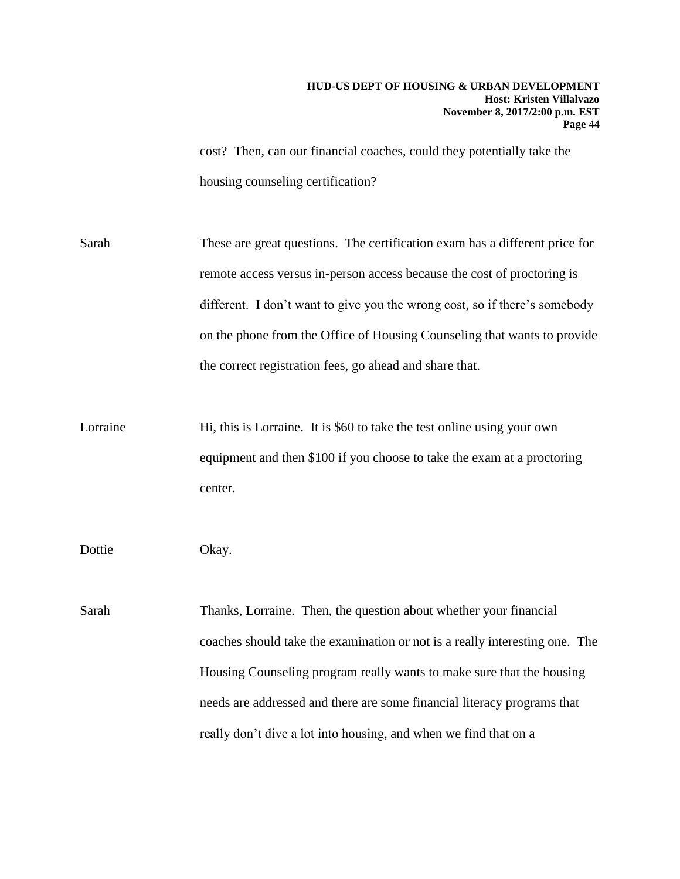cost? Then, can our financial coaches, could they potentially take the housing counseling certification?

Sarah These are great questions. The certification exam has a different price for remote access versus in-person access because the cost of proctoring is different. I don't want to give you the wrong cost, so if there's somebody on the phone from the Office of Housing Counseling that wants to provide the correct registration fees, go ahead and share that.

Lorraine Hi, this is Lorraine. It is $60 to take the test online using your own equipment and then $100 if you choose to take the exam at a proctoring center.

Dottie Okay.

Sarah Thanks, Lorraine. Then, the question about whether your financial coaches should take the examination or not is a really interesting one. The Housing Counseling program really wants to make sure that the housing needs are addressed and there are some financial literacy programs that really don't dive a lot into housing, and when we find that on a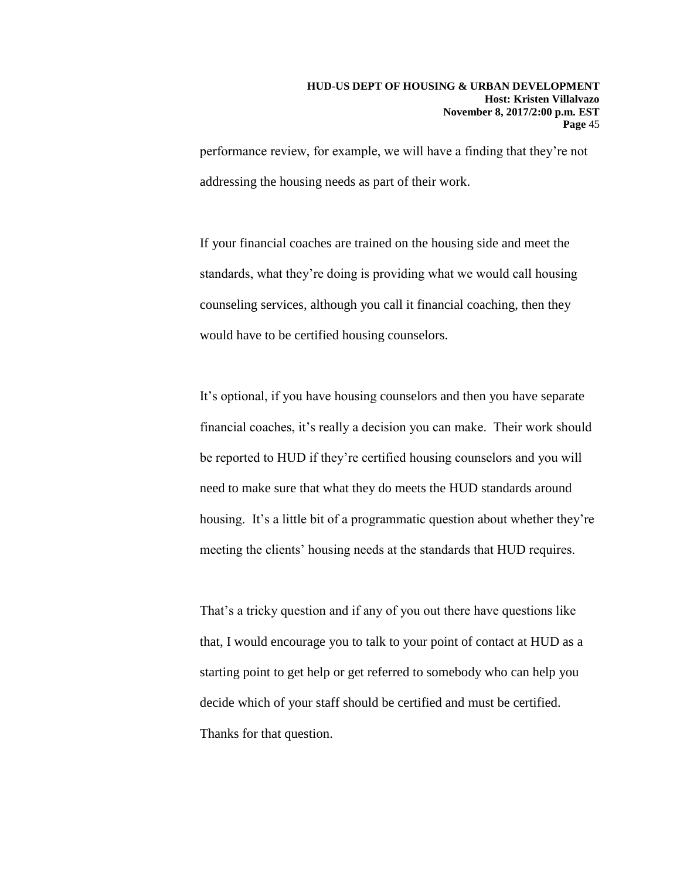performance review, for example, we will have a finding that they're not addressing the housing needs as part of their work.

If your financial coaches are trained on the housing side and meet the standards, what they're doing is providing what we would call housing counseling services, although you call it financial coaching, then they would have to be certified housing counselors.

It's optional, if you have housing counselors and then you have separate financial coaches, it's really a decision you can make. Their work should be reported to HUD if they're certified housing counselors and you will need to make sure that what they do meets the HUD standards around housing. It's a little bit of a programmatic question about whether they're meeting the clients' housing needs at the standards that HUD requires.

That's a tricky question and if any of you out there have questions like that, I would encourage you to talk to your point of contact at HUD as a starting point to get help or get referred to somebody who can help you decide which of your staff should be certified and must be certified. Thanks for that question.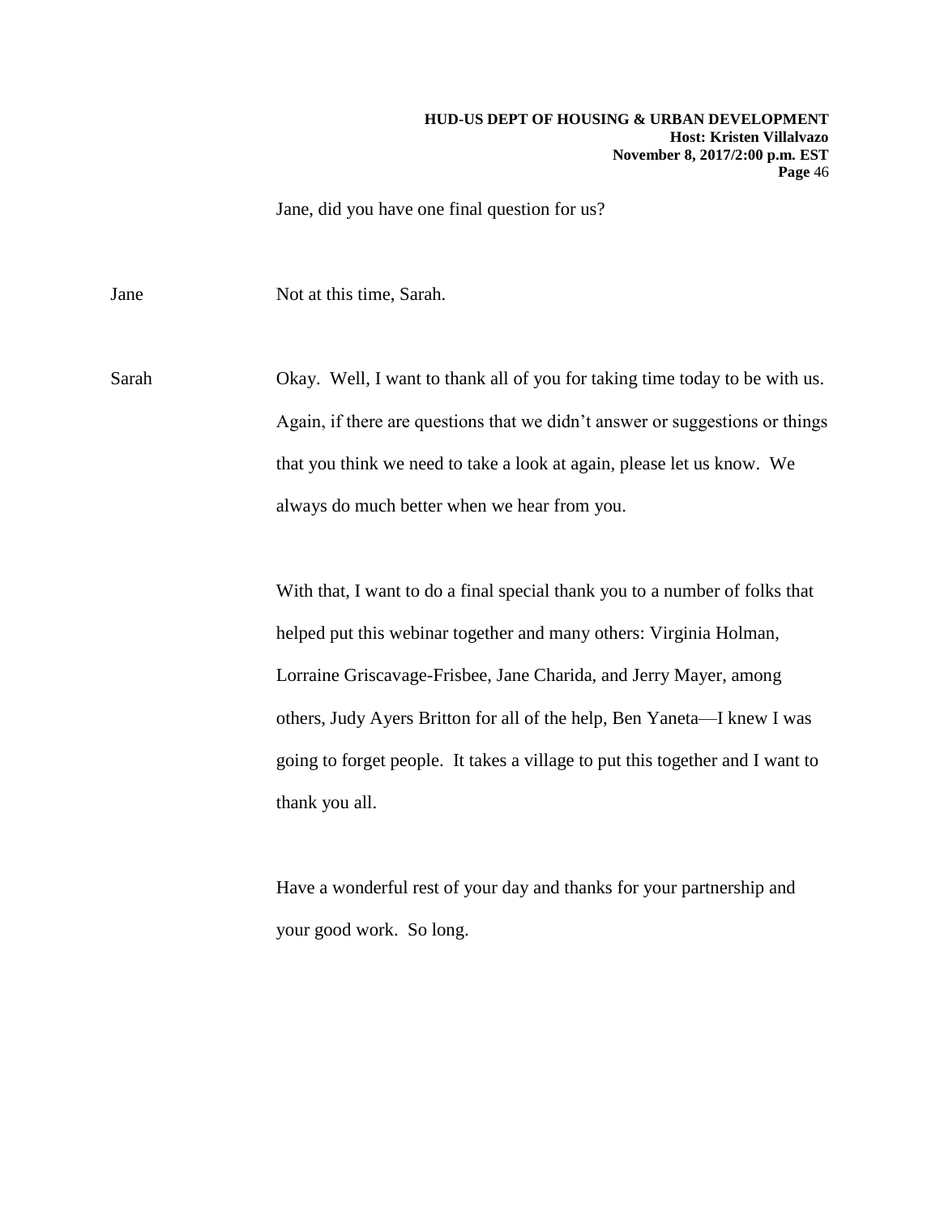Jane, did you have one final question for us?

Jane	Not at this time, Sarah.

Sarah	Okay. Well, I want to thank all of you for taking time today to be with us. Again, if there are questions that we didn't answer or suggestions or things that you think we need to take a look at again, please let us know. We always do much better when we hear from you.

With that, I want to do a final special thank you to a number of folks that helped put this webinar together and many others: Virginia Holman, Lorraine Griscavage-Frisbee, Jane Charida, and Jerry Mayer, among others, Judy Ayers Britton for all of the help, Ben Yaneta—I knew I was going to forget people. It takes a village to put this together and I want to thank you all.

Have a wonderful rest of your day and thanks for your partnership and your good work. So long.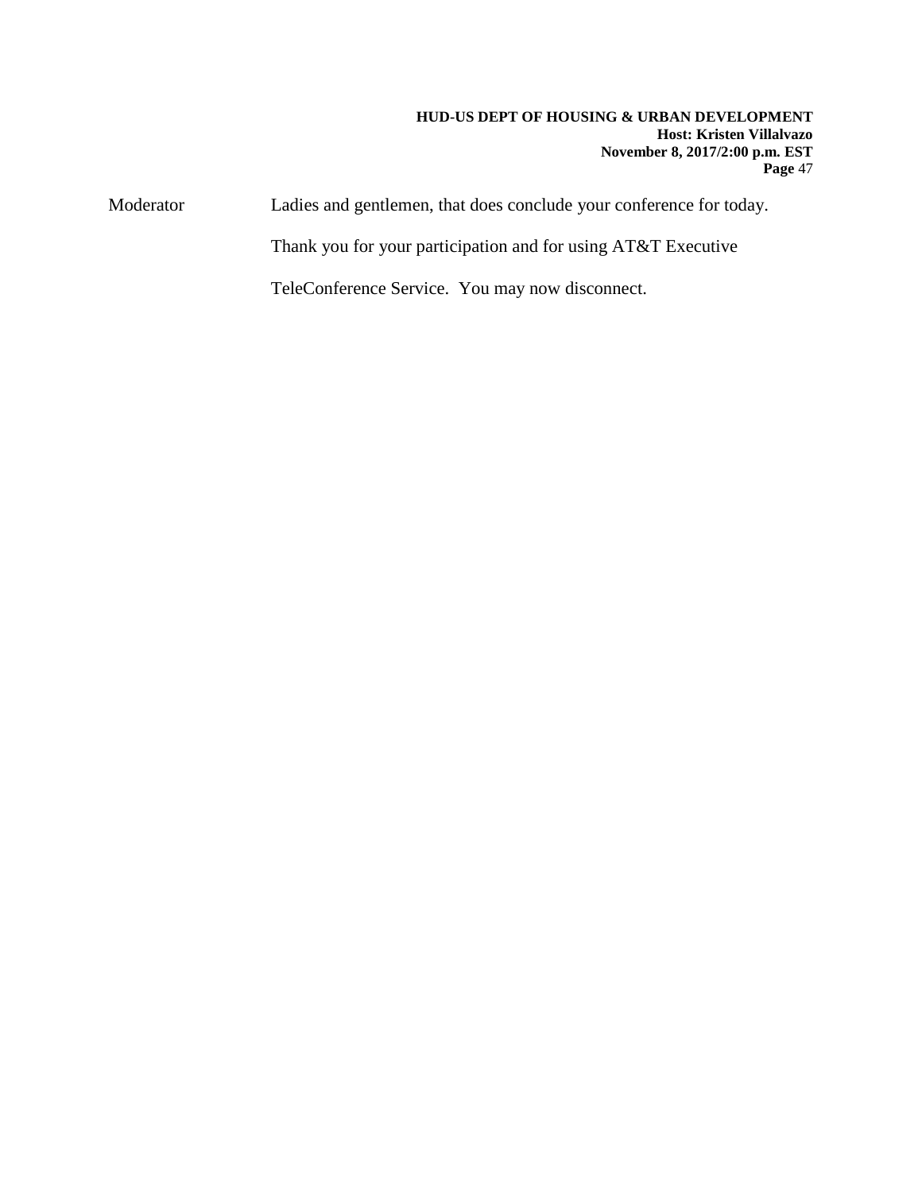Moderator Ladies and gentlemen, that does conclude your conference for today.

Thank you for your participation and for using AT&T Executive

TeleConference Service. You may now disconnect.